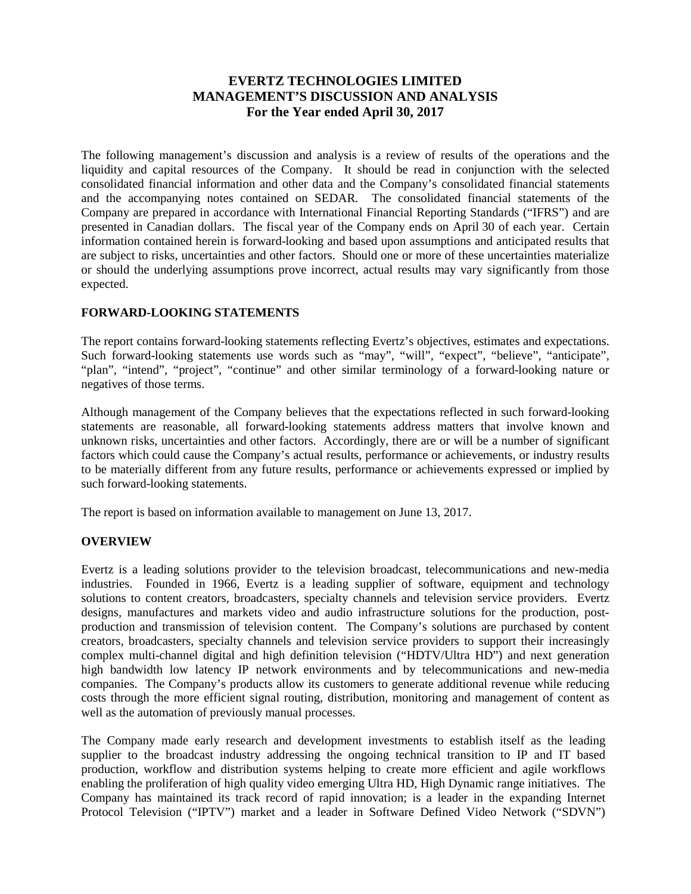# EVERTZ TECHNOLOGIES LIMITED
# MANAGEMENT'S DISCUSSION AND ANALYSIS
## For the Year ended April 30, 2017

The following management's discussion and analysis is a review of results of the operations and the liquidity and capital resources of the Company. It should be read in conjunction with the selected consolidated financial information and other data and the Company's consolidated financial statements and the accompanying notes contained on SEDAR. The consolidated financial statements of the Company are prepared in accordance with International Financial Reporting Standards ("IFRS") and are presented in Canadian dollars. The fiscal year of the Company ends on April 30 of each year. Certain information contained herein is forward-looking and based upon assumptions and anticipated results that are subject to risks, uncertainties and other factors. Should one or more of these uncertainties materialize or should the underlying assumptions prove incorrect, actual results may vary significantly from those expected.

### FORWARD-LOOKING STATEMENTS

The report contains forward-looking statements reflecting Evertz's objectives, estimates and expectations. Such forward-looking statements use words such as "may", "will", "expect", "believe", "anticipate", "plan", "intend", "project", "continue" and other similar terminology of a forward-looking nature or negatives of those terms.

Although management of the Company believes that the expectations reflected in such forward-looking statements are reasonable, all forward-looking statements address matters that involve known and unknown risks, uncertainties and other factors. Accordingly, there are or will be a number of significant factors which could cause the Company's actual results, performance or achievements, or industry results to be materially different from any future results, performance or achievements expressed or implied by such forward-looking statements.

The report is based on information available to management on June 13, 2017.

### OVERVIEW

Evertz is a leading solutions provider to the television broadcast, telecommunications and new-media industries. Founded in 1966, Evertz is a leading supplier of software, equipment and technology solutions to content creators, broadcasters, specialty channels and television service providers. Evertz designs, manufactures and markets video and audio infrastructure solutions for the production, post-production and transmission of television content. The Company's solutions are purchased by content creators, broadcasters, specialty channels and television service providers to support their increasingly complex multi-channel digital and high definition television ("HDTV/Ultra HD") and next generation high bandwidth low latency IP network environments and by telecommunications and new-media companies. The Company's products allow its customers to generate additional revenue while reducing costs through the more efficient signal routing, distribution, monitoring and management of content as well as the automation of previously manual processes.

The Company made early research and development investments to establish itself as the leading supplier to the broadcast industry addressing the ongoing technical transition to IP and IT based production, workflow and distribution systems helping to create more efficient and agile workflows enabling the proliferation of high quality video emerging Ultra HD, High Dynamic range initiatives. The Company has maintained its track record of rapid innovation; is a leader in the expanding Internet Protocol Television ("IPTV") market and a leader in Software Defined Video Network ("SDVN")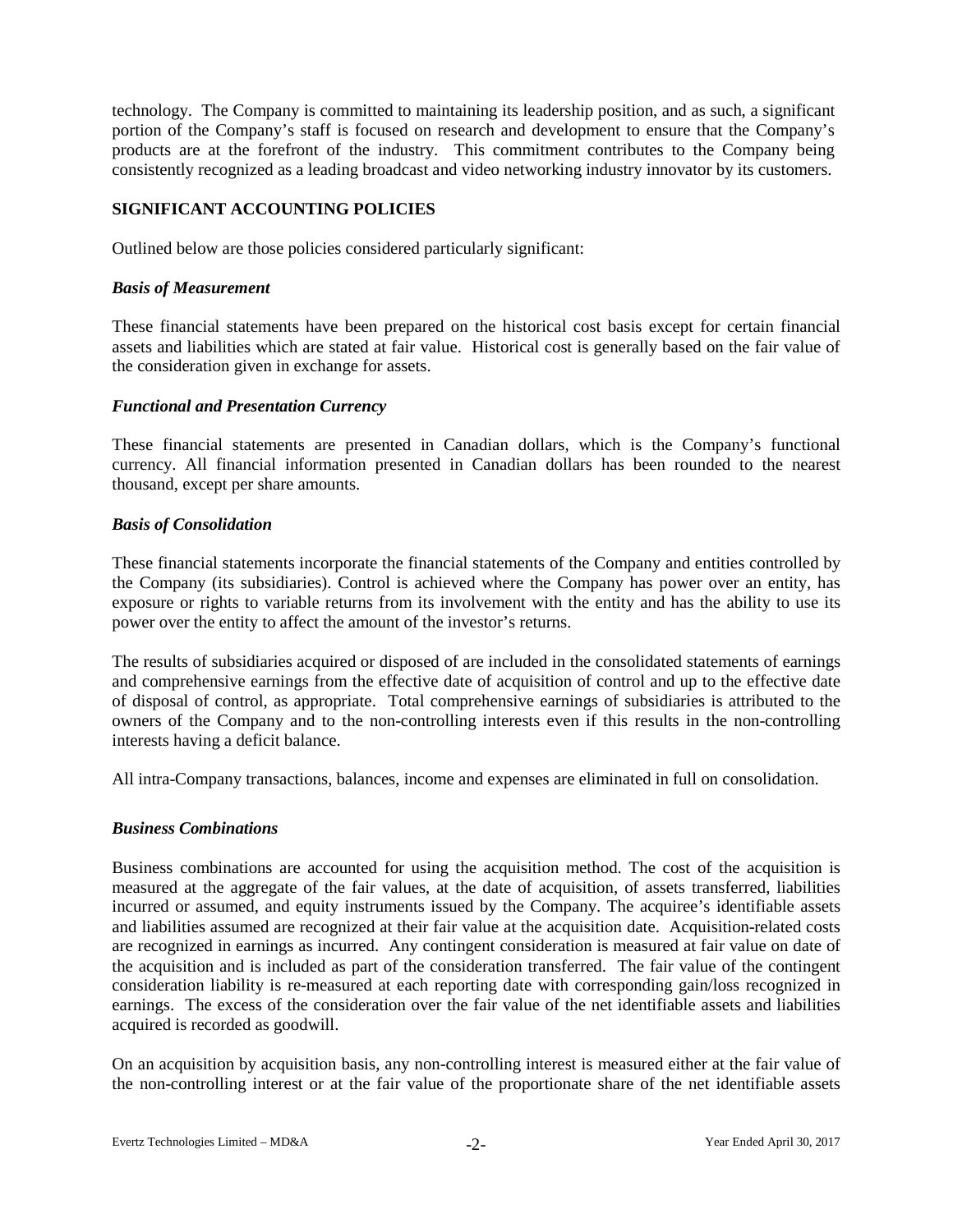technology. The Company is committed to maintaining its leadership position, and as such, a significant portion of the Company's staff is focused on research and development to ensure that the Company's products are at the forefront of the industry. This commitment contributes to the Company being consistently recognized as a leading broadcast and video networking industry innovator by its customers.

## SIGNIFICANT ACCOUNTING POLICIES

Outlined below are those policies considered particularly significant:

### *Basis of Measurement*

These financial statements have been prepared on the historical cost basis except for certain financial assets and liabilities which are stated at fair value. Historical cost is generally based on the fair value of the consideration given in exchange for assets.

### *Functional and Presentation Currency*

These financial statements are presented in Canadian dollars, which is the Company's functional currency. All financial information presented in Canadian dollars has been rounded to the nearest thousand, except per share amounts.

### *Basis of Consolidation*

These financial statements incorporate the financial statements of the Company and entities controlled by the Company (its subsidiaries). Control is achieved where the Company has power over an entity, has exposure or rights to variable returns from its involvement with the entity and has the ability to use its power over the entity to affect the amount of the investor's returns.

The results of subsidiaries acquired or disposed of are included in the consolidated statements of earnings and comprehensive earnings from the effective date of acquisition of control and up to the effective date of disposal of control, as appropriate. Total comprehensive earnings of subsidiaries is attributed to the owners of the Company and to the non-controlling interests even if this results in the non-controlling interests having a deficit balance.

All intra-Company transactions, balances, income and expenses are eliminated in full on consolidation.

### *Business Combinations*

Business combinations are accounted for using the acquisition method. The cost of the acquisition is measured at the aggregate of the fair values, at the date of acquisition, of assets transferred, liabilities incurred or assumed, and equity instruments issued by the Company. The acquiree's identifiable assets and liabilities assumed are recognized at their fair value at the acquisition date. Acquisition-related costs are recognized in earnings as incurred. Any contingent consideration is measured at fair value on date of the acquisition and is included as part of the consideration transferred. The fair value of the contingent consideration liability is re-measured at each reporting date with corresponding gain/loss recognized in earnings. The excess of the consideration over the fair value of the net identifiable assets and liabilities acquired is recorded as goodwill.

On an acquisition by acquisition basis, any non-controlling interest is measured either at the fair value of the non-controlling interest or at the fair value of the proportionate share of the net identifiable assets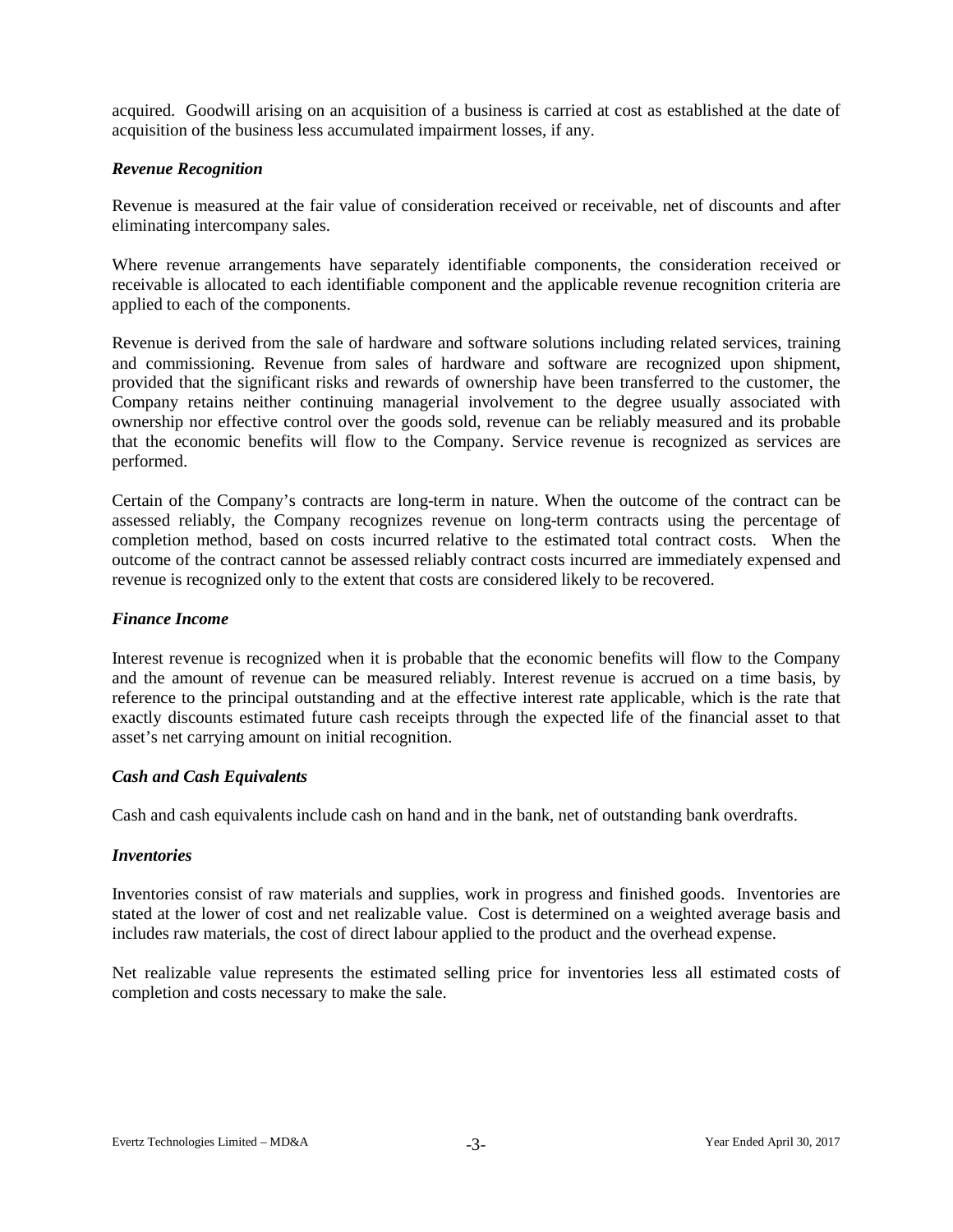acquired. Goodwill arising on an acquisition of a business is carried at cost as established at the date of acquisition of the business less accumulated impairment losses, if any.

### *Revenue Recognition*

Revenue is measured at the fair value of consideration received or receivable, net of discounts and after eliminating intercompany sales.

Where revenue arrangements have separately identifiable components, the consideration received or receivable is allocated to each identifiable component and the applicable revenue recognition criteria are applied to each of the components.

Revenue is derived from the sale of hardware and software solutions including related services, training and commissioning. Revenue from sales of hardware and software are recognized upon shipment, provided that the significant risks and rewards of ownership have been transferred to the customer, the Company retains neither continuing managerial involvement to the degree usually associated with ownership nor effective control over the goods sold, revenue can be reliably measured and its probable that the economic benefits will flow to the Company. Service revenue is recognized as services are performed.

Certain of the Company's contracts are long-term in nature. When the outcome of the contract can be assessed reliably, the Company recognizes revenue on long-term contracts using the percentage of completion method, based on costs incurred relative to the estimated total contract costs. When the outcome of the contract cannot be assessed reliably contract costs incurred are immediately expensed and revenue is recognized only to the extent that costs are considered likely to be recovered.

### *Finance Income*

Interest revenue is recognized when it is probable that the economic benefits will flow to the Company and the amount of revenue can be measured reliably. Interest revenue is accrued on a time basis, by reference to the principal outstanding and at the effective interest rate applicable, which is the rate that exactly discounts estimated future cash receipts through the expected life of the financial asset to that asset's net carrying amount on initial recognition.

### *Cash and Cash Equivalents*

Cash and cash equivalents include cash on hand and in the bank, net of outstanding bank overdrafts.

### *Inventories*

Inventories consist of raw materials and supplies, work in progress and finished goods. Inventories are stated at the lower of cost and net realizable value. Cost is determined on a weighted average basis and includes raw materials, the cost of direct labour applied to the product and the overhead expense.

Net realizable value represents the estimated selling price for inventories less all estimated costs of completion and costs necessary to make the sale.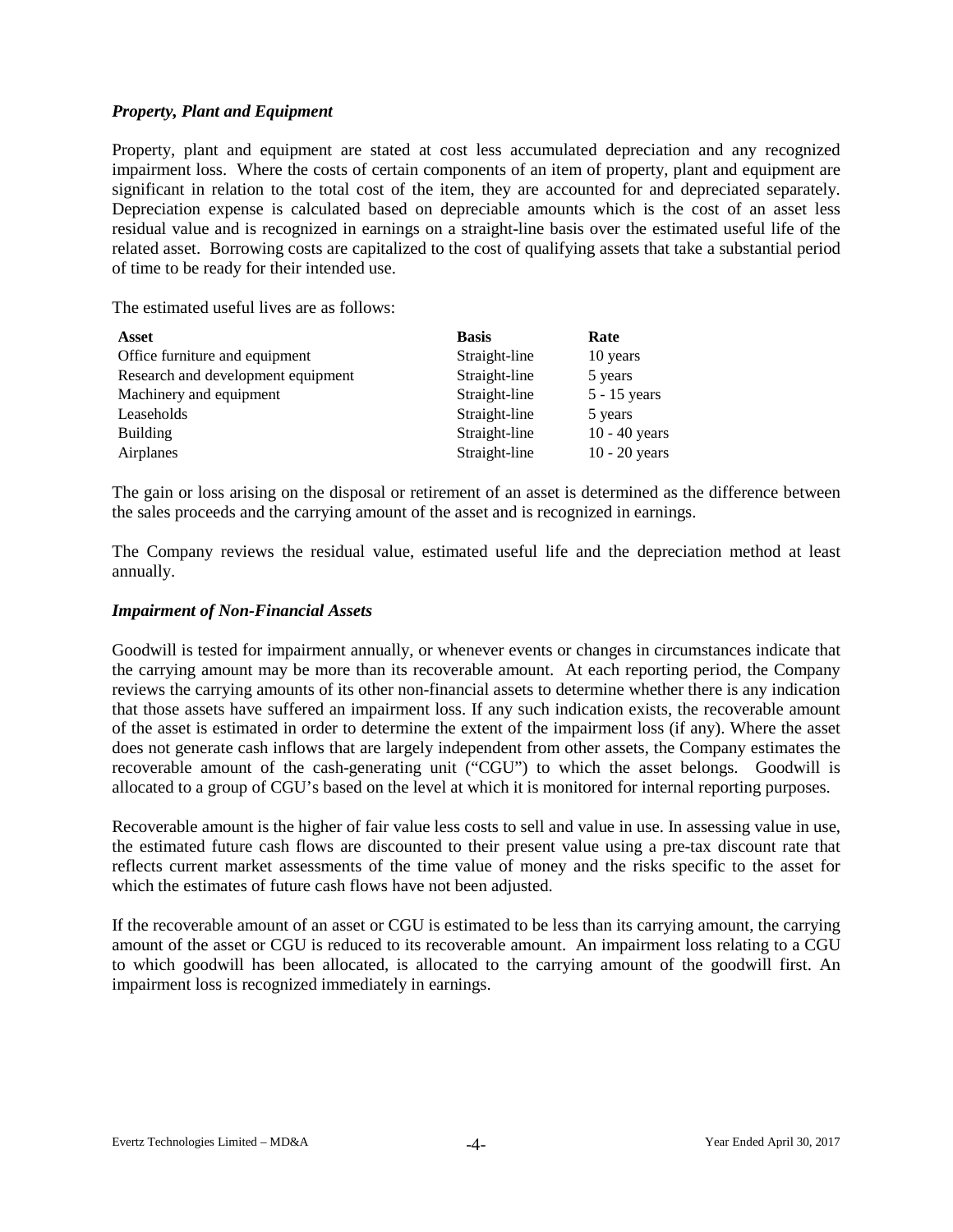### *Property, Plant and Equipment*

Property, plant and equipment are stated at cost less accumulated depreciation and any recognized impairment loss. Where the costs of certain components of an item of property, plant and equipment are significant in relation to the total cost of the item, they are accounted for and depreciated separately. Depreciation expense is calculated based on depreciable amounts which is the cost of an asset less residual value and is recognized in earnings on a straight-line basis over the estimated useful life of the related asset. Borrowing costs are capitalized to the cost of qualifying assets that take a substantial period of time to be ready for their intended use.

The estimated useful lives are as follows:

| Asset | Basis | Rate |
|---|---|---|
| Office furniture and equipment | Straight-line | 10 years |
| Research and development equipment | Straight-line | 5 years |
| Machinery and equipment | Straight-line | 5 - 15 years |
| Leaseholds | Straight-line | 5 years |
| Building | Straight-line | 10 - 40 years |
| Airplanes | Straight-line | 10 - 20 years |

The gain or loss arising on the disposal or retirement of an asset is determined as the difference between the sales proceeds and the carrying amount of the asset and is recognized in earnings.

The Company reviews the residual value, estimated useful life and the depreciation method at least annually.

### *Impairment of Non-Financial Assets*

Goodwill is tested for impairment annually, or whenever events or changes in circumstances indicate that the carrying amount may be more than its recoverable amount. At each reporting period, the Company reviews the carrying amounts of its other non-financial assets to determine whether there is any indication that those assets have suffered an impairment loss. If any such indication exists, the recoverable amount of the asset is estimated in order to determine the extent of the impairment loss (if any). Where the asset does not generate cash inflows that are largely independent from other assets, the Company estimates the recoverable amount of the cash-generating unit ("CGU") to which the asset belongs. Goodwill is allocated to a group of CGU's based on the level at which it is monitored for internal reporting purposes.

Recoverable amount is the higher of fair value less costs to sell and value in use. In assessing value in use, the estimated future cash flows are discounted to their present value using a pre-tax discount rate that reflects current market assessments of the time value of money and the risks specific to the asset for which the estimates of future cash flows have not been adjusted.

If the recoverable amount of an asset or CGU is estimated to be less than its carrying amount, the carrying amount of the asset or CGU is reduced to its recoverable amount. An impairment loss relating to a CGU to which goodwill has been allocated, is allocated to the carrying amount of the goodwill first. An impairment loss is recognized immediately in earnings.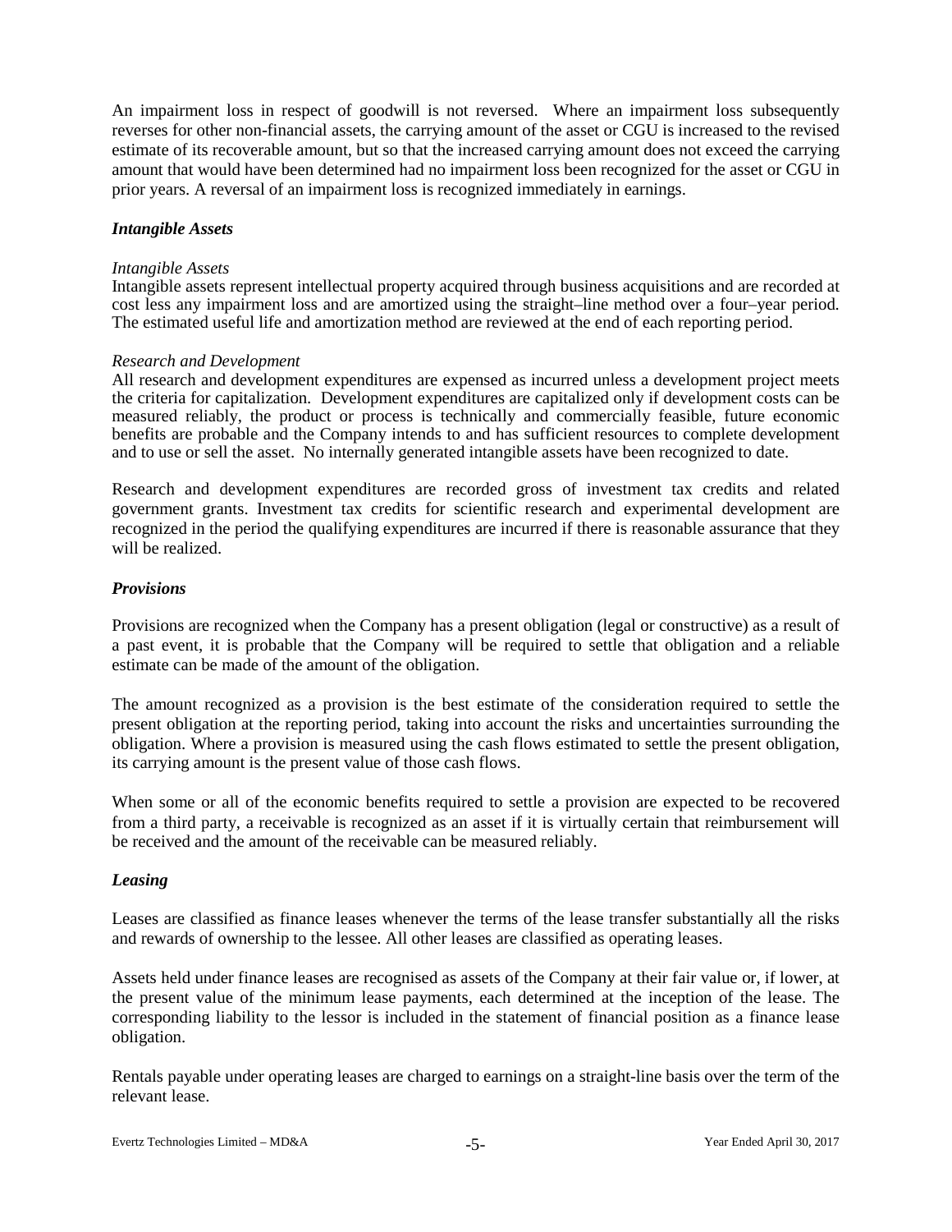An impairment loss in respect of goodwill is not reversed. Where an impairment loss subsequently reverses for other non-financial assets, the carrying amount of the asset or CGU is increased to the revised estimate of its recoverable amount, but so that the increased carrying amount does not exceed the carrying amount that would have been determined had no impairment loss been recognized for the asset or CGU in prior years. A reversal of an impairment loss is recognized immediately in earnings.

### *Intangible Assets*

*Intangible Assets*
Intangible assets represent intellectual property acquired through business acquisitions and are recorded at cost less any impairment loss and are amortized using the straight–line method over a four–year period. The estimated useful life and amortization method are reviewed at the end of each reporting period.

*Research and Development*
All research and development expenditures are expensed as incurred unless a development project meets the criteria for capitalization. Development expenditures are capitalized only if development costs can be measured reliably, the product or process is technically and commercially feasible, future economic benefits are probable and the Company intends to and has sufficient resources to complete development and to use or sell the asset. No internally generated intangible assets have been recognized to date.

Research and development expenditures are recorded gross of investment tax credits and related government grants. Investment tax credits for scientific research and experimental development are recognized in the period the qualifying expenditures are incurred if there is reasonable assurance that they will be realized.

### *Provisions*

Provisions are recognized when the Company has a present obligation (legal or constructive) as a result of a past event, it is probable that the Company will be required to settle that obligation and a reliable estimate can be made of the amount of the obligation.

The amount recognized as a provision is the best estimate of the consideration required to settle the present obligation at the reporting period, taking into account the risks and uncertainties surrounding the obligation. Where a provision is measured using the cash flows estimated to settle the present obligation, its carrying amount is the present value of those cash flows.

When some or all of the economic benefits required to settle a provision are expected to be recovered from a third party, a receivable is recognized as an asset if it is virtually certain that reimbursement will be received and the amount of the receivable can be measured reliably.

### *Leasing*

Leases are classified as finance leases whenever the terms of the lease transfer substantially all the risks and rewards of ownership to the lessee. All other leases are classified as operating leases.

Assets held under finance leases are recognised as assets of the Company at their fair value or, if lower, at the present value of the minimum lease payments, each determined at the inception of the lease. The corresponding liability to the lessor is included in the statement of financial position as a finance lease obligation.

Rentals payable under operating leases are charged to earnings on a straight-line basis over the term of the relevant lease.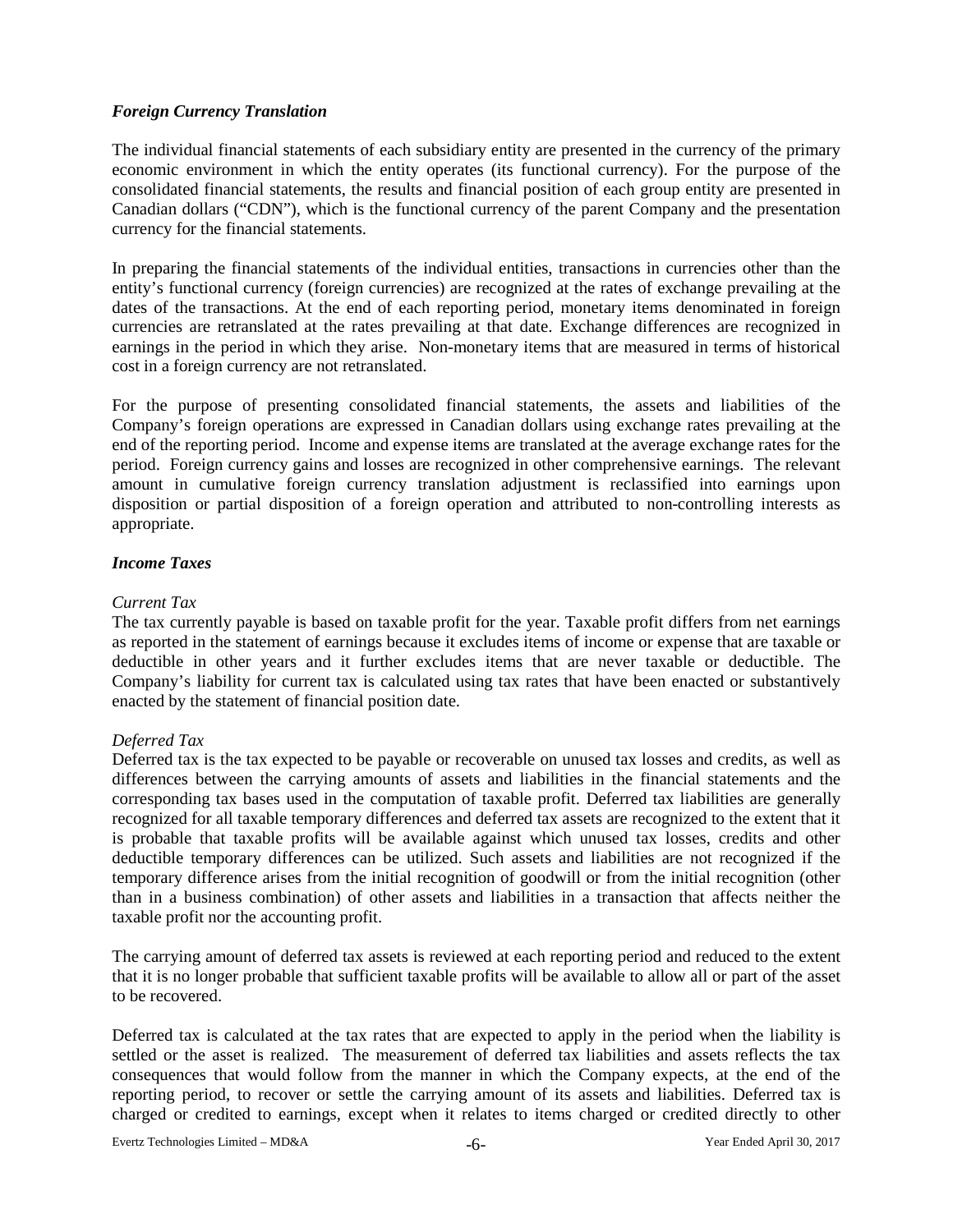### *Foreign Currency Translation*

The individual financial statements of each subsidiary entity are presented in the currency of the primary economic environment in which the entity operates (its functional currency). For the purpose of the consolidated financial statements, the results and financial position of each group entity are presented in Canadian dollars ("CDN"), which is the functional currency of the parent Company and the presentation currency for the financial statements.

In preparing the financial statements of the individual entities, transactions in currencies other than the entity's functional currency (foreign currencies) are recognized at the rates of exchange prevailing at the dates of the transactions. At the end of each reporting period, monetary items denominated in foreign currencies are retranslated at the rates prevailing at that date. Exchange differences are recognized in earnings in the period in which they arise. Non-monetary items that are measured in terms of historical cost in a foreign currency are not retranslated.

For the purpose of presenting consolidated financial statements, the assets and liabilities of the Company's foreign operations are expressed in Canadian dollars using exchange rates prevailing at the end of the reporting period. Income and expense items are translated at the average exchange rates for the period. Foreign currency gains and losses are recognized in other comprehensive earnings. The relevant amount in cumulative foreign currency translation adjustment is reclassified into earnings upon disposition or partial disposition of a foreign operation and attributed to non-controlling interests as appropriate.

### *Income Taxes*

*Current Tax*
The tax currently payable is based on taxable profit for the year. Taxable profit differs from net earnings as reported in the statement of earnings because it excludes items of income or expense that are taxable or deductible in other years and it further excludes items that are never taxable or deductible. The Company's liability for current tax is calculated using tax rates that have been enacted or substantively enacted by the statement of financial position date.

*Deferred Tax*
Deferred tax is the tax expected to be payable or recoverable on unused tax losses and credits, as well as differences between the carrying amounts of assets and liabilities in the financial statements and the corresponding tax bases used in the computation of taxable profit. Deferred tax liabilities are generally recognized for all taxable temporary differences and deferred tax assets are recognized to the extent that it is probable that taxable profits will be available against which unused tax losses, credits and other deductible temporary differences can be utilized. Such assets and liabilities are not recognized if the temporary difference arises from the initial recognition of goodwill or from the initial recognition (other than in a business combination) of other assets and liabilities in a transaction that affects neither the taxable profit nor the accounting profit.

The carrying amount of deferred tax assets is reviewed at each reporting period and reduced to the extent that it is no longer probable that sufficient taxable profits will be available to allow all or part of the asset to be recovered.

Deferred tax is calculated at the tax rates that are expected to apply in the period when the liability is settled or the asset is realized. The measurement of deferred tax liabilities and assets reflects the tax consequences that would follow from the manner in which the Company expects, at the end of the reporting period, to recover or settle the carrying amount of its assets and liabilities. Deferred tax is charged or credited to earnings, except when it relates to items charged or credited directly to other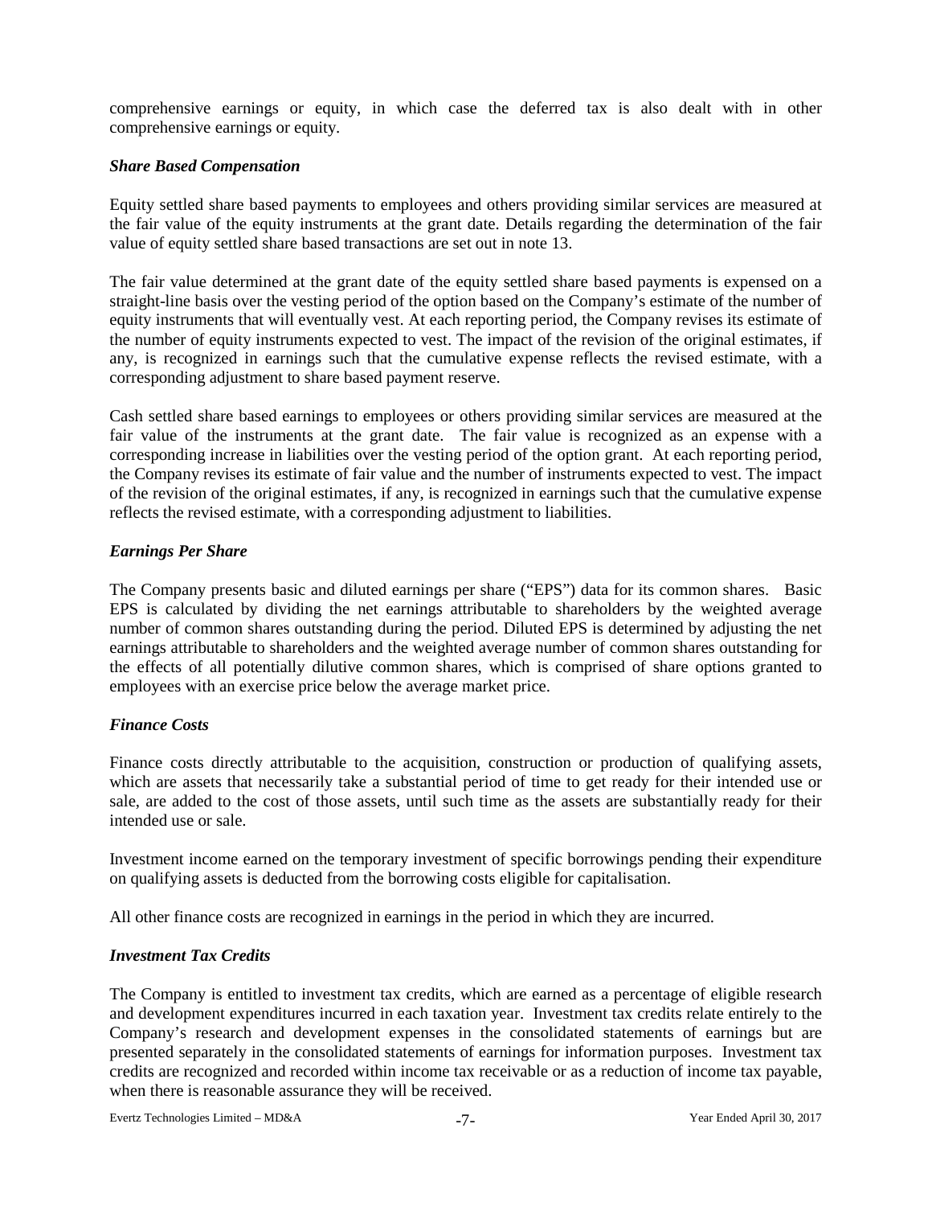comprehensive earnings or equity, in which case the deferred tax is also dealt with in other comprehensive earnings or equity.

### *Share Based Compensation*

Equity settled share based payments to employees and others providing similar services are measured at the fair value of the equity instruments at the grant date. Details regarding the determination of the fair value of equity settled share based transactions are set out in note 13.

The fair value determined at the grant date of the equity settled share based payments is expensed on a straight-line basis over the vesting period of the option based on the Company's estimate of the number of equity instruments that will eventually vest. At each reporting period, the Company revises its estimate of the number of equity instruments expected to vest. The impact of the revision of the original estimates, if any, is recognized in earnings such that the cumulative expense reflects the revised estimate, with a corresponding adjustment to share based payment reserve.

Cash settled share based earnings to employees or others providing similar services are measured at the fair value of the instruments at the grant date. The fair value is recognized as an expense with a corresponding increase in liabilities over the vesting period of the option grant. At each reporting period, the Company revises its estimate of fair value and the number of instruments expected to vest. The impact of the revision of the original estimates, if any, is recognized in earnings such that the cumulative expense reflects the revised estimate, with a corresponding adjustment to liabilities.

### *Earnings Per Share*

The Company presents basic and diluted earnings per share ("EPS") data for its common shares. Basic EPS is calculated by dividing the net earnings attributable to shareholders by the weighted average number of common shares outstanding during the period. Diluted EPS is determined by adjusting the net earnings attributable to shareholders and the weighted average number of common shares outstanding for the effects of all potentially dilutive common shares, which is comprised of share options granted to employees with an exercise price below the average market price.

### *Finance Costs*

Finance costs directly attributable to the acquisition, construction or production of qualifying assets, which are assets that necessarily take a substantial period of time to get ready for their intended use or sale, are added to the cost of those assets, until such time as the assets are substantially ready for their intended use or sale.

Investment income earned on the temporary investment of specific borrowings pending their expenditure on qualifying assets is deducted from the borrowing costs eligible for capitalisation.

All other finance costs are recognized in earnings in the period in which they are incurred.

### *Investment Tax Credits*

The Company is entitled to investment tax credits, which are earned as a percentage of eligible research and development expenditures incurred in each taxation year. Investment tax credits relate entirely to the Company's research and development expenses in the consolidated statements of earnings but are presented separately in the consolidated statements of earnings for information purposes. Investment tax credits are recognized and recorded within income tax receivable or as a reduction of income tax payable, when there is reasonable assurance they will be received.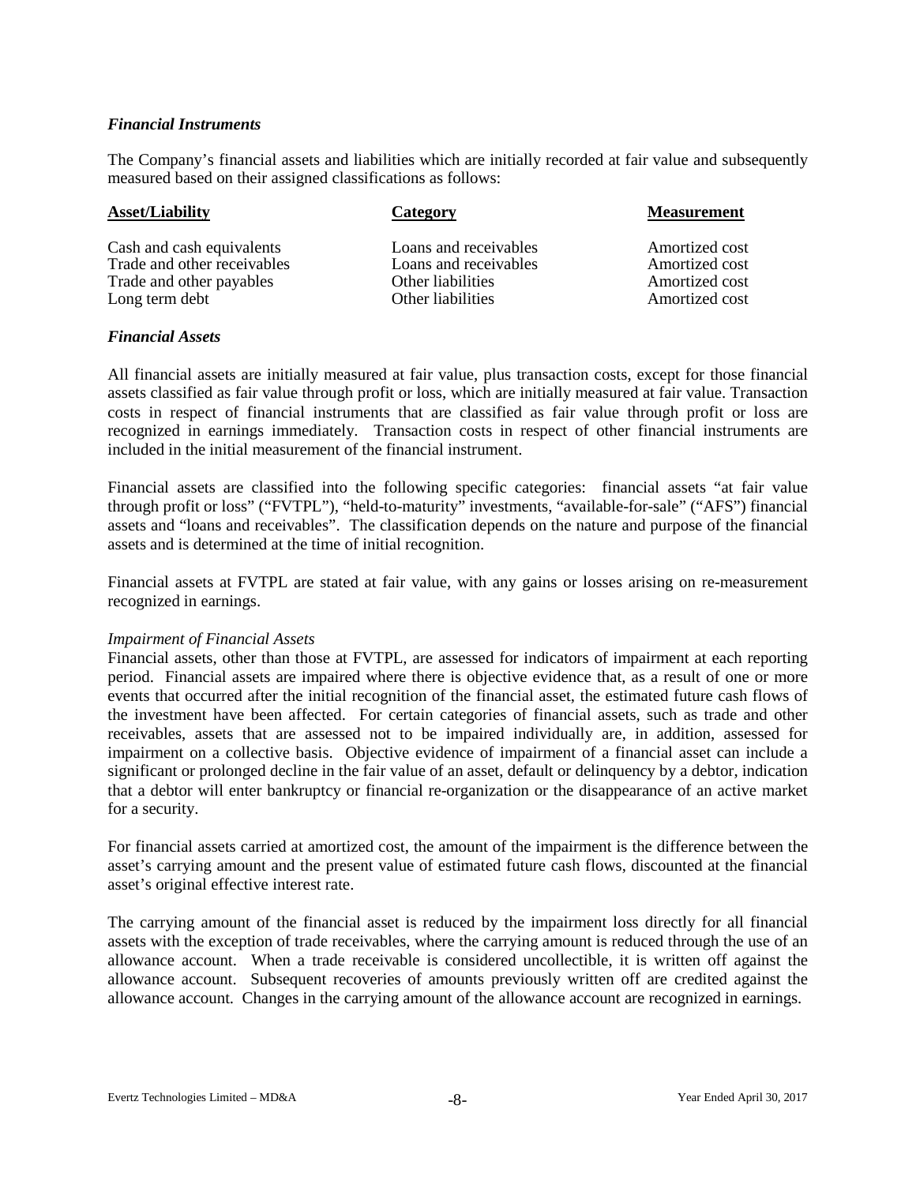### *Financial Instruments*

The Company's financial assets and liabilities which are initially recorded at fair value and subsequently measured based on their assigned classifications as follows:

| Asset/Liability | Category | Measurement |
|---|---|---|
| Cash and cash equivalents | Loans and receivables | Amortized cost |
| Trade and other receivables | Loans and receivables | Amortized cost |
| Trade and other payables | Other liabilities | Amortized cost |
| Long term debt | Other liabilities | Amortized cost |

### *Financial Assets*

All financial assets are initially measured at fair value, plus transaction costs, except for those financial assets classified as fair value through profit or loss, which are initially measured at fair value. Transaction costs in respect of financial instruments that are classified as fair value through profit or loss are recognized in earnings immediately. Transaction costs in respect of other financial instruments are included in the initial measurement of the financial instrument.

Financial assets are classified into the following specific categories: financial assets "at fair value through profit or loss" ("FVTPL"), "held-to-maturity" investments, "available-for-sale" ("AFS") financial assets and "loans and receivables". The classification depends on the nature and purpose of the financial assets and is determined at the time of initial recognition.

Financial assets at FVTPL are stated at fair value, with any gains or losses arising on re-measurement recognized in earnings.

*Impairment of Financial Assets*

Financial assets, other than those at FVTPL, are assessed for indicators of impairment at each reporting period. Financial assets are impaired where there is objective evidence that, as a result of one or more events that occurred after the initial recognition of the financial asset, the estimated future cash flows of the investment have been affected. For certain categories of financial assets, such as trade and other receivables, assets that are assessed not to be impaired individually are, in addition, assessed for impairment on a collective basis. Objective evidence of impairment of a financial asset can include a significant or prolonged decline in the fair value of an asset, default or delinquency by a debtor, indication that a debtor will enter bankruptcy or financial re-organization or the disappearance of an active market for a security.

For financial assets carried at amortized cost, the amount of the impairment is the difference between the asset's carrying amount and the present value of estimated future cash flows, discounted at the financial asset's original effective interest rate.

The carrying amount of the financial asset is reduced by the impairment loss directly for all financial assets with the exception of trade receivables, where the carrying amount is reduced through the use of an allowance account. When a trade receivable is considered uncollectible, it is written off against the allowance account. Subsequent recoveries of amounts previously written off are credited against the allowance account. Changes in the carrying amount of the allowance account are recognized in earnings.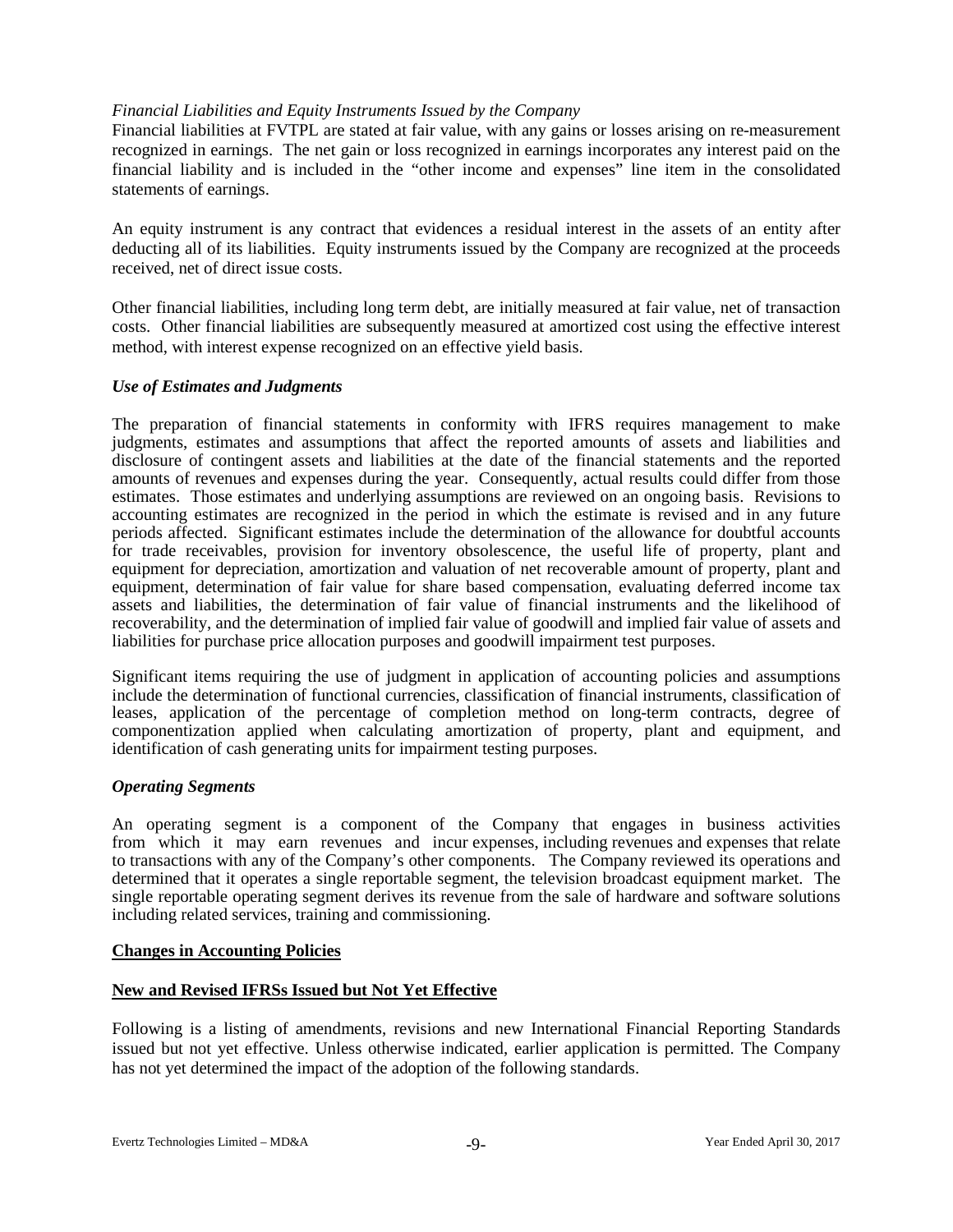*Financial Liabilities and Equity Instruments Issued by the Company*

Financial liabilities at FVTPL are stated at fair value, with any gains or losses arising on re-measurement recognized in earnings. The net gain or loss recognized in earnings incorporates any interest paid on the financial liability and is included in the "other income and expenses" line item in the consolidated statements of earnings.

An equity instrument is any contract that evidences a residual interest in the assets of an entity after deducting all of its liabilities. Equity instruments issued by the Company are recognized at the proceeds received, net of direct issue costs.

Other financial liabilities, including long term debt, are initially measured at fair value, net of transaction costs. Other financial liabilities are subsequently measured at amortized cost using the effective interest method, with interest expense recognized on an effective yield basis.

### *Use of Estimates and Judgments*

The preparation of financial statements in conformity with IFRS requires management to make judgments, estimates and assumptions that affect the reported amounts of assets and liabilities and disclosure of contingent assets and liabilities at the date of the financial statements and the reported amounts of revenues and expenses during the year. Consequently, actual results could differ from those estimates. Those estimates and underlying assumptions are reviewed on an ongoing basis. Revisions to accounting estimates are recognized in the period in which the estimate is revised and in any future periods affected. Significant estimates include the determination of the allowance for doubtful accounts for trade receivables, provision for inventory obsolescence, the useful life of property, plant and equipment for depreciation, amortization and valuation of net recoverable amount of property, plant and equipment, determination of fair value for share based compensation, evaluating deferred income tax assets and liabilities, the determination of fair value of financial instruments and the likelihood of recoverability, and the determination of implied fair value of goodwill and implied fair value of assets and liabilities for purchase price allocation purposes and goodwill impairment test purposes.

Significant items requiring the use of judgment in application of accounting policies and assumptions include the determination of functional currencies, classification of financial instruments, classification of leases, application of the percentage of completion method on long-term contracts, degree of componentization applied when calculating amortization of property, plant and equipment, and identification of cash generating units for impairment testing purposes.

### *Operating Segments*

An operating segment is a component of the Company that engages in business activities from which it may earn revenues and incur expenses, including revenues and expenses that relate to transactions with any of the Company's other components. The Company reviewed its operations and determined that it operates a single reportable segment, the television broadcast equipment market. The single reportable operating segment derives its revenue from the sale of hardware and software solutions including related services, training and commissioning.

## **Changes in Accounting Policies**

## **New and Revised IFRSs Issued but Not Yet Effective**

Following is a listing of amendments, revisions and new International Financial Reporting Standards issued but not yet effective. Unless otherwise indicated, earlier application is permitted. The Company has not yet determined the impact of the adoption of the following standards.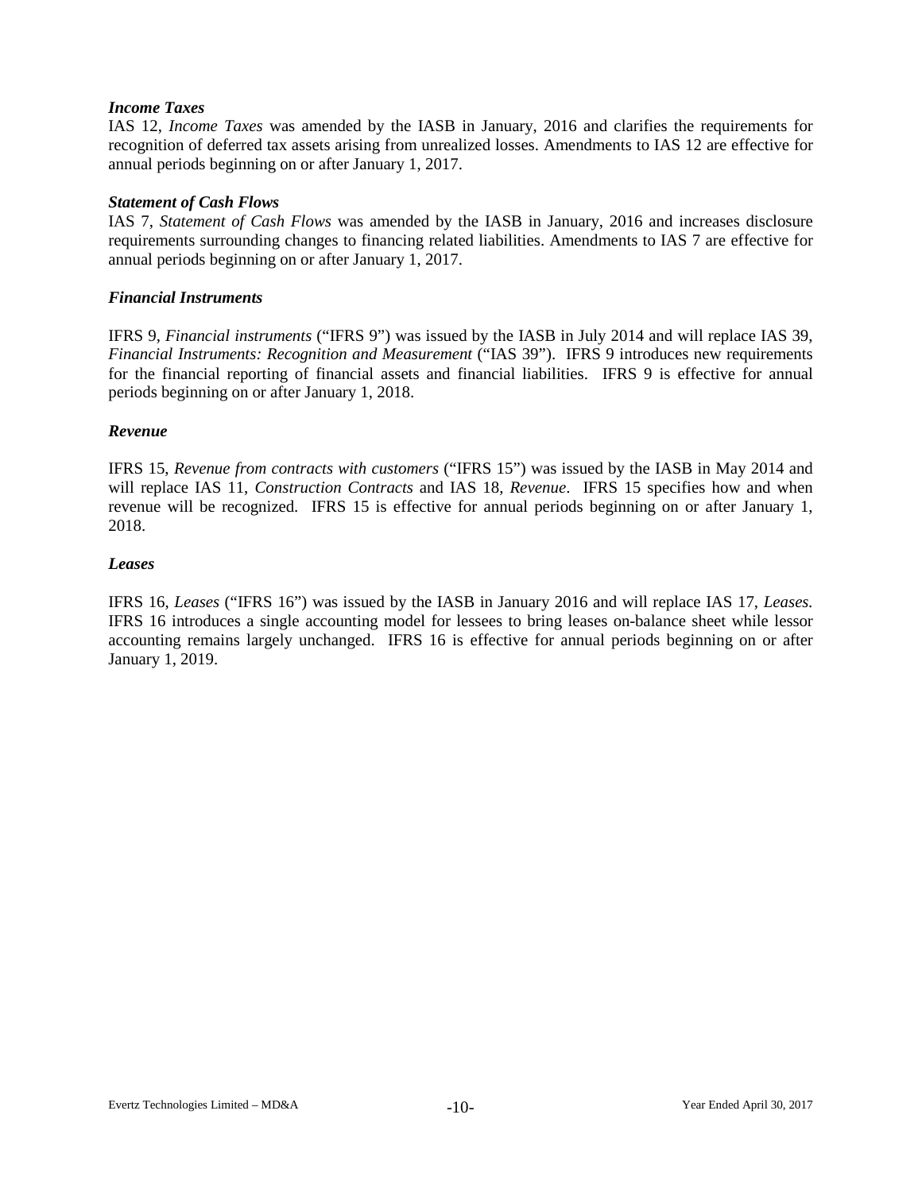***Income Taxes***

IAS 12, *Income Taxes* was amended by the IASB in January, 2016 and clarifies the requirements for recognition of deferred tax assets arising from unrealized losses. Amendments to IAS 12 are effective for annual periods beginning on or after January 1, 2017.

***Statement of Cash Flows***

IAS 7, *Statement of Cash Flows* was amended by the IASB in January, 2016 and increases disclosure requirements surrounding changes to financing related liabilities. Amendments to IAS 7 are effective for annual periods beginning on or after January 1, 2017.

***Financial Instruments***

IFRS 9, *Financial instruments* ("IFRS 9") was issued by the IASB in July 2014 and will replace IAS 39, *Financial Instruments: Recognition and Measurement* ("IAS 39"). IFRS 9 introduces new requirements for the financial reporting of financial assets and financial liabilities. IFRS 9 is effective for annual periods beginning on or after January 1, 2018.

***Revenue***

IFRS 15, *Revenue from contracts with customers* ("IFRS 15") was issued by the IASB in May 2014 and will replace IAS 11, *Construction Contracts* and IAS 18, *Revenue*. IFRS 15 specifies how and when revenue will be recognized. IFRS 15 is effective for annual periods beginning on or after January 1, 2018.

***Leases***

IFRS 16, *Leases* ("IFRS 16") was issued by the IASB in January 2016 and will replace IAS 17, *Leases.* IFRS 16 introduces a single accounting model for lessees to bring leases on-balance sheet while lessor accounting remains largely unchanged. IFRS 16 is effective for annual periods beginning on or after January 1, 2019.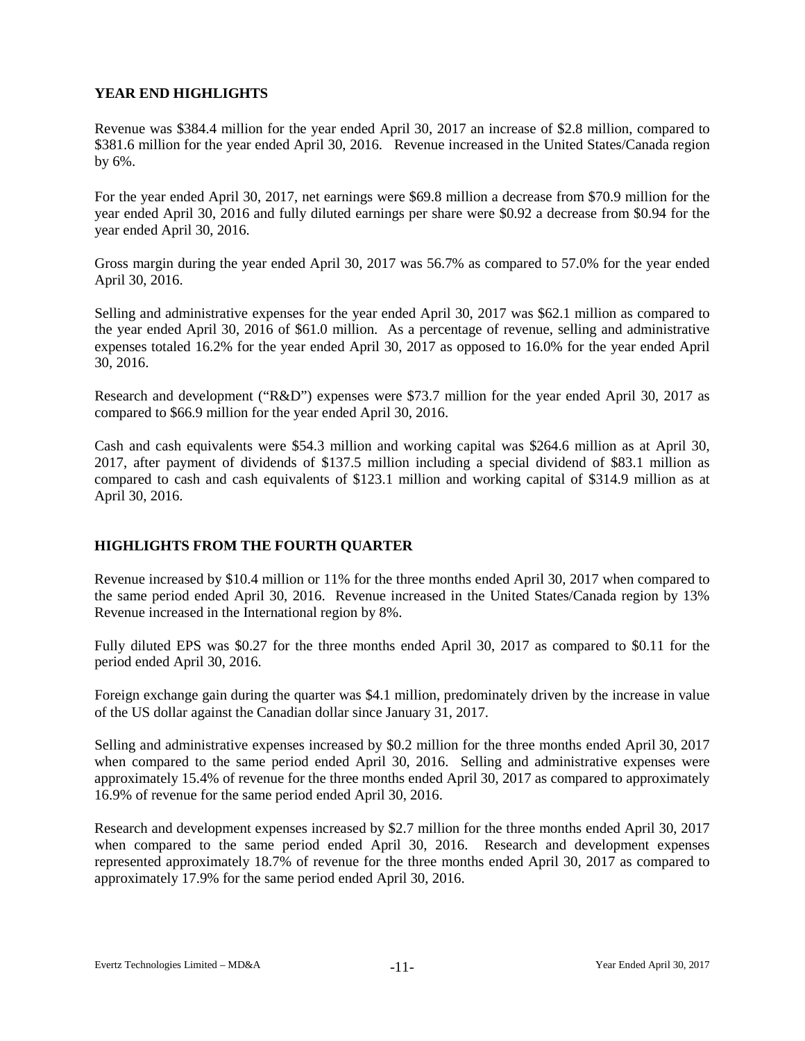## YEAR END HIGHLIGHTS

Revenue was $384.4 million for the year ended April 30, 2017 an increase of $2.8 million, compared to $381.6 million for the year ended April 30, 2016. Revenue increased in the United States/Canada region by 6%.

For the year ended April 30, 2017, net earnings were $69.8 million a decrease from $70.9 million for the year ended April 30, 2016 and fully diluted earnings per share were $0.92 a decrease from $0.94 for the year ended April 30, 2016.

Gross margin during the year ended April 30, 2017 was 56.7% as compared to 57.0% for the year ended April 30, 2016.

Selling and administrative expenses for the year ended April 30, 2017 was $62.1 million as compared to the year ended April 30, 2016 of $61.0 million. As a percentage of revenue, selling and administrative expenses totaled 16.2% for the year ended April 30, 2017 as opposed to 16.0% for the year ended April 30, 2016.

Research and development ("R&D") expenses were $73.7 million for the year ended April 30, 2017 as compared to $66.9 million for the year ended April 30, 2016.

Cash and cash equivalents were $54.3 million and working capital was $264.6 million as at April 30, 2017, after payment of dividends of $137.5 million including a special dividend of $83.1 million as compared to cash and cash equivalents of $123.1 million and working capital of $314.9 million as at April 30, 2016.

## HIGHLIGHTS FROM THE FOURTH QUARTER

Revenue increased by $10.4 million or 11% for the three months ended April 30, 2017 when compared to the same period ended April 30, 2016. Revenue increased in the United States/Canada region by 13% Revenue increased in the International region by 8%.

Fully diluted EPS was $0.27 for the three months ended April 30, 2017 as compared to $0.11 for the period ended April 30, 2016.

Foreign exchange gain during the quarter was $4.1 million, predominately driven by the increase in value of the US dollar against the Canadian dollar since January 31, 2017.

Selling and administrative expenses increased by $0.2 million for the three months ended April 30, 2017 when compared to the same period ended April 30, 2016. Selling and administrative expenses were approximately 15.4% of revenue for the three months ended April 30, 2017 as compared to approximately 16.9% of revenue for the same period ended April 30, 2016.

Research and development expenses increased by $2.7 million for the three months ended April 30, 2017 when compared to the same period ended April 30, 2016. Research and development expenses represented approximately 18.7% of revenue for the three months ended April 30, 2017 as compared to approximately 17.9% for the same period ended April 30, 2016.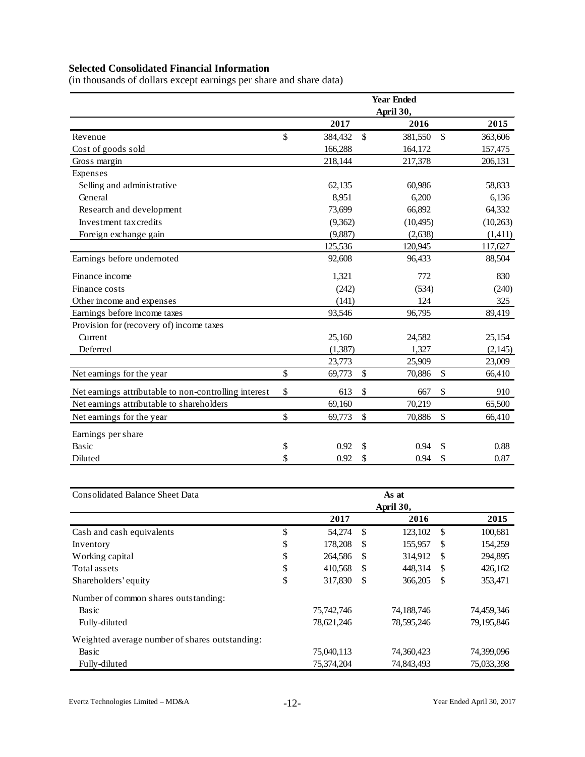**Selected Consolidated Financial Information**
(in thousands of dollars except earnings per share and share data)

| | Year Ended April 30, | | |
|---|---|---|---|
| | 2017 | 2016 | 2015 |
| Revenue | $ 384,432 | $ 381,550 | $ 363,606 |
| Cost of goods sold | 166,288 | 164,172 | 157,475 |
| Gross margin | 218,144 | 217,378 | 206,131 |
| Expenses | | | |
| Selling and administrative | 62,135 | 60,986 | 58,833 |
| General | 8,951 | 6,200 | 6,136 |
| Research and development | 73,699 | 66,892 | 64,332 |
| Investment tax credits | (9,362) | (10,495) | (10,263) |
| Foreign exchange gain | (9,887) | (2,638) | (1,411) |
| | 125,536 | 120,945 | 117,627 |
| Earnings before undernoted | 92,608 | 96,433 | 88,504 |
| Finance income | 1,321 | 772 | 830 |
| Finance costs | (242) | (534) | (240) |
| Other income and expenses | (141) | 124 | 325 |
| Earnings before income taxes | 93,546 | 96,795 | 89,419 |
| Provision for (recovery of) income taxes | | | |
| Current | 25,160 | 24,582 | 25,154 |
| Deferred | (1,387) | 1,327 | (2,145) |
| | 23,773 | 25,909 | 23,009 |
| Net earnings for the year | $ 69,773 | $ 70,886 | $ 66,410 |
| Net earnings attributable to non-controlling interest | $ 613 | $ 667 | $ 910 |
| Net earnings attributable to shareholders | 69,160 | 70,219 | 65,500 |
| Net earnings for the year | $ 69,773 | $ 70,886 | $ 66,410 |
| Earnings per share | | | |
| Basic | $ 0.92 | $ 0.94 | $ 0.88 |
| Diluted | $ 0.92 | $ 0.94 | $ 0.87 |

| Consolidated Balance Sheet Data | As at April 30, | | |
|---|---|---|---|
| | 2017 | 2016 | 2015 |
| Cash and cash equivalents | $ 54,274 | $ 123,102 | $ 100,681 |
| Inventory | $ 178,208 | $ 155,957 | $ 154,259 |
| Working capital | $ 264,586 | $ 314,912 | $ 294,895 |
| Total assets | $ 410,568 | $ 448,314 | $ 426,162 |
| Shareholders' equity | $ 317,830 | $ 366,205 | $ 353,471 |
| Number of common shares outstanding: | | | |
| Basic | 75,742,746 | 74,188,746 | 74,459,346 |
| Fully-diluted | 78,621,246 | 78,595,246 | 79,195,846 |
| Weighted average number of shares outstanding: | | | |
| Basic | 75,040,113 | 74,360,423 | 74,399,096 |
| Fully-diluted | 75,374,204 | 74,843,493 | 75,033,398 |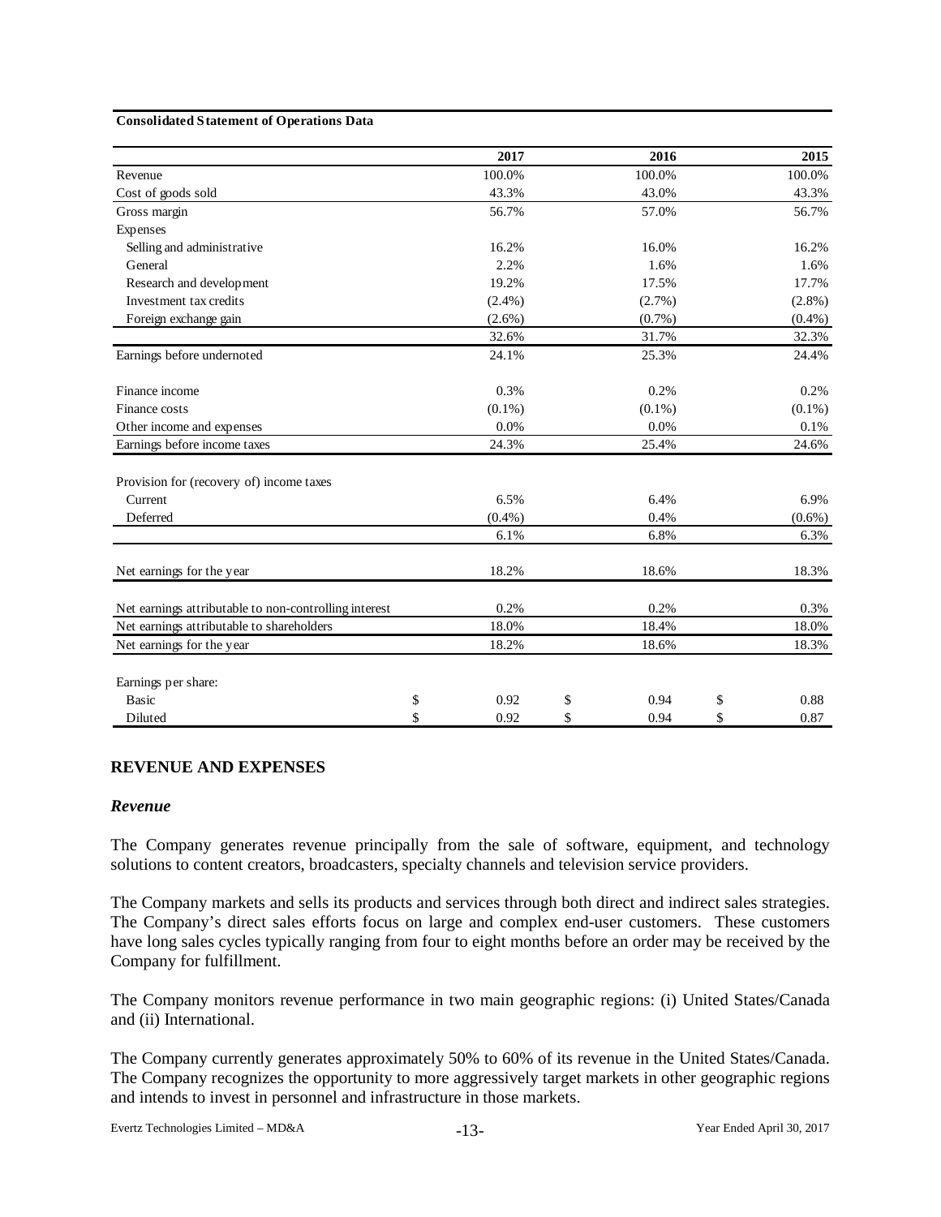**Consolidated Statement of Operations Data**

| | 2017 | 2016 | 2015 |
|---|---|---|---|
| Revenue | 100.0% | 100.0% | 100.0% |
| Cost of goods sold | 43.3% | 43.0% | 43.3% |
| Gross margin | 56.7% | 57.0% | 56.7% |
| Expenses | | | |
| Selling and administrative | 16.2% | 16.0% | 16.2% |
| General | 2.2% | 1.6% | 1.6% |
| Research and development | 19.2% | 17.5% | 17.7% |
| Investment tax credits | (2.4%) | (2.7%) | (2.8%) |
| Foreign exchange gain | (2.6%) | (0.7%) | (0.4%) |
| | 32.6% | 31.7% | 32.3% |
| Earnings before undernoted | 24.1% | 25.3% | 24.4% |
| Finance income | 0.3% | 0.2% | 0.2% |
| Finance costs | (0.1%) | (0.1%) | (0.1%) |
| Other income and expenses | 0.0% | 0.0% | 0.1% |
| Earnings before income taxes | 24.3% | 25.4% | 24.6% |
| Provision for (recovery of) income taxes | | | |
| Current | 6.5% | 6.4% | 6.9% |
| Deferred | (0.4%) | 0.4% | (0.6%) |
| | 6.1% | 6.8% | 6.3% |
| Net earnings for the year | 18.2% | 18.6% | 18.3% |
| Net earnings attributable to non-controlling interest | 0.2% | 0.2% | 0.3% |
| Net earnings attributable to shareholders | 18.0% | 18.4% | 18.0% |
| Net earnings for the year | 18.2% | 18.6% | 18.3% |
| Earnings per share: | | | |
| Basic | $ 0.92 | $ 0.94 | $ 0.88 |
| Diluted | $ 0.92 | $ 0.94 | $ 0.87 |

## REVENUE AND EXPENSES

### *Revenue*

The Company generates revenue principally from the sale of software, equipment, and technology solutions to content creators, broadcasters, specialty channels and television service providers.

The Company markets and sells its products and services through both direct and indirect sales strategies. The Company's direct sales efforts focus on large and complex end-user customers. These customers have long sales cycles typically ranging from four to eight months before an order may be received by the Company for fulfillment.

The Company monitors revenue performance in two main geographic regions: (i) United States/Canada and (ii) International.

The Company currently generates approximately 50% to 60% of its revenue in the United States/Canada. The Company recognizes the opportunity to more aggressively target markets in other geographic regions and intends to invest in personnel and infrastructure in those markets.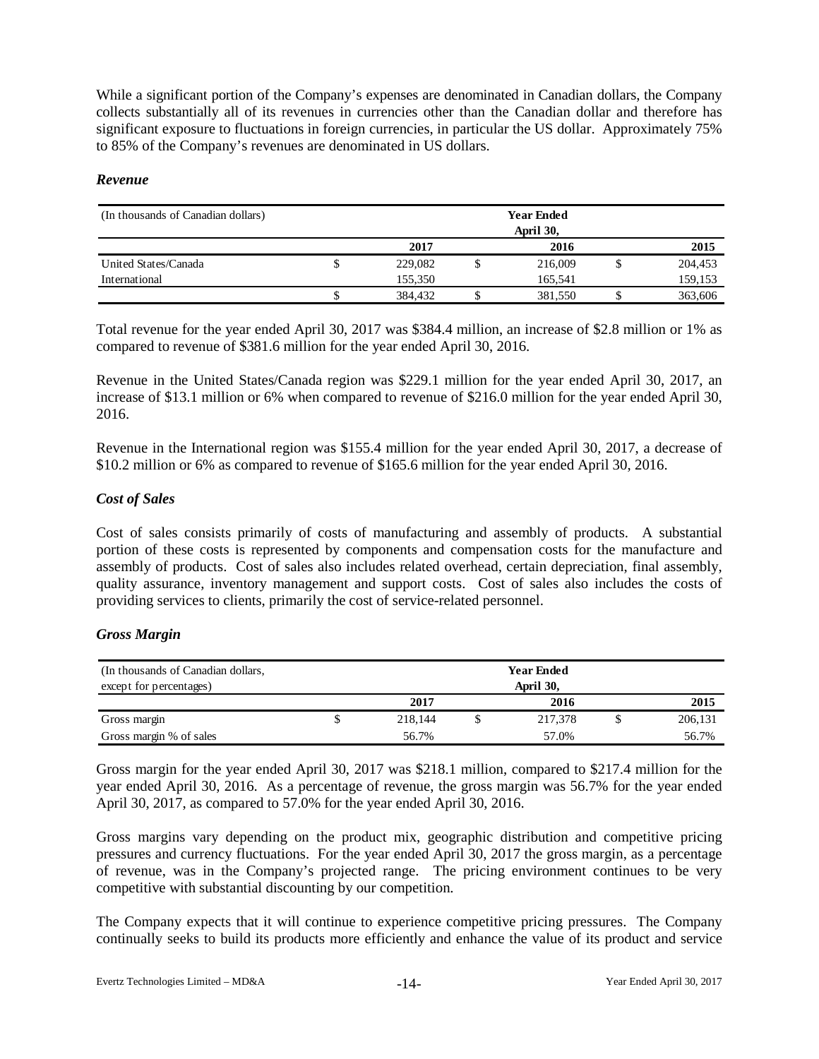While a significant portion of the Company's expenses are denominated in Canadian dollars, the Company collects substantially all of its revenues in currencies other than the Canadian dollar and therefore has significant exposure to fluctuations in foreign currencies, in particular the US dollar. Approximately 75% to 85% of the Company's revenues are denominated in US dollars.

### *Revenue*

| (In thousands of Canadian dollars) | Year Ended April 30, | | |
|---|---|---|---|
| | 2017 | 2016 | 2015 |
| United States/Canada | $ 229,082 | $ 216,009 | $ 204,453 |
| International | 155,350 | 165,541 | 159,153 |
| | $ 384,432 | $ 381,550 | $ 363,606 |

Total revenue for the year ended April 30, 2017 was $384.4 million, an increase of $2.8 million or 1% as compared to revenue of $381.6 million for the year ended April 30, 2016.

Revenue in the United States/Canada region was $229.1 million for the year ended April 30, 2017, an increase of $13.1 million or 6% when compared to revenue of $216.0 million for the year ended April 30, 2016.

Revenue in the International region was $155.4 million for the year ended April 30, 2017, a decrease of $10.2 million or 6% as compared to revenue of $165.6 million for the year ended April 30, 2016.

### *Cost of Sales*

Cost of sales consists primarily of costs of manufacturing and assembly of products. A substantial portion of these costs is represented by components and compensation costs for the manufacture and assembly of products. Cost of sales also includes related overhead, certain depreciation, final assembly, quality assurance, inventory management and support costs. Cost of sales also includes the costs of providing services to clients, primarily the cost of service-related personnel.

### *Gross Margin*

| (In thousands of Canadian dollars, except for percentages) | Year Ended April 30, | | |
|---|---|---|---|
| | 2017 | 2016 | 2015 |
| Gross margin | $ 218,144 | $ 217,378 | $ 206,131 |
| Gross margin % of sales | 56.7% | 57.0% | 56.7% |

Gross margin for the year ended April 30, 2017 was $218.1 million, compared to $217.4 million for the year ended April 30, 2016. As a percentage of revenue, the gross margin was 56.7% for the year ended April 30, 2017, as compared to 57.0% for the year ended April 30, 2016.

Gross margins vary depending on the product mix, geographic distribution and competitive pricing pressures and currency fluctuations. For the year ended April 30, 2017 the gross margin, as a percentage of revenue, was in the Company's projected range. The pricing environment continues to be very competitive with substantial discounting by our competition.

The Company expects that it will continue to experience competitive pricing pressures. The Company continually seeks to build its products more efficiently and enhance the value of its product and service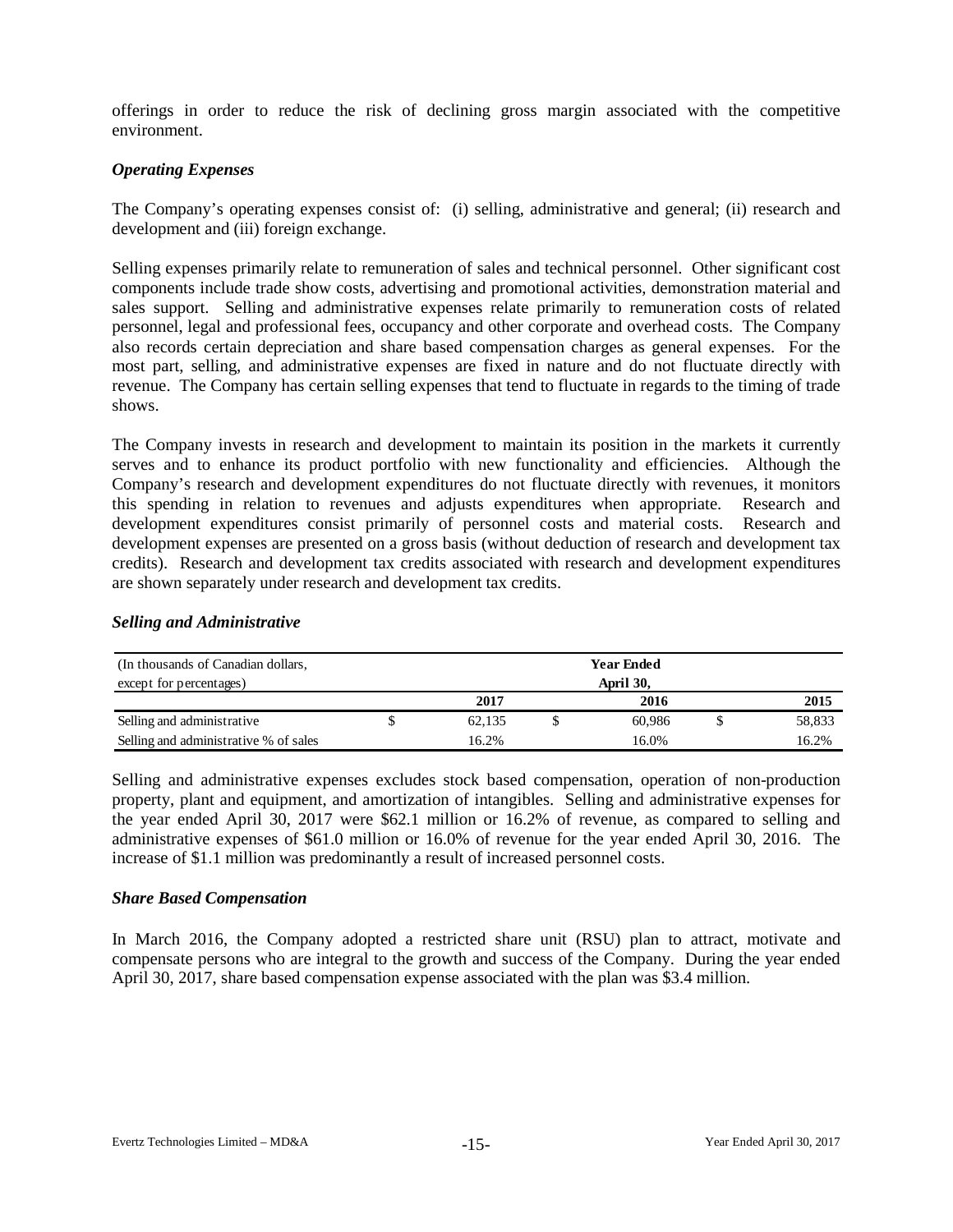offerings in order to reduce the risk of declining gross margin associated with the competitive environment.

### *Operating Expenses*

The Company's operating expenses consist of: (i) selling, administrative and general; (ii) research and development and (iii) foreign exchange.

Selling expenses primarily relate to remuneration of sales and technical personnel. Other significant cost components include trade show costs, advertising and promotional activities, demonstration material and sales support. Selling and administrative expenses relate primarily to remuneration costs of related personnel, legal and professional fees, occupancy and other corporate and overhead costs. The Company also records certain depreciation and share based compensation charges as general expenses. For the most part, selling, and administrative expenses are fixed in nature and do not fluctuate directly with revenue. The Company has certain selling expenses that tend to fluctuate in regards to the timing of trade shows.

The Company invests in research and development to maintain its position in the markets it currently serves and to enhance its product portfolio with new functionality and efficiencies. Although the Company's research and development expenditures do not fluctuate directly with revenues, it monitors this spending in relation to revenues and adjusts expenditures when appropriate. Research and development expenditures consist primarily of personnel costs and material costs. Research and development expenses are presented on a gross basis (without deduction of research and development tax credits). Research and development tax credits associated with research and development expenditures are shown separately under research and development tax credits.

### *Selling and Administrative*

| (In thousands of Canadian dollars, except for percentages) | Year Ended April 30, | | |
|---|---|---|---|
| | 2017 | 2016 | 2015 |
| Selling and administrative | $ 62,135 | $ 60,986 | $ 58,833 |
| Selling and administrative % of sales | 16.2% | 16.0% | 16.2% |

Selling and administrative expenses excludes stock based compensation, operation of non-production property, plant and equipment, and amortization of intangibles. Selling and administrative expenses for the year ended April 30, 2017 were $62.1 million or 16.2% of revenue, as compared to selling and administrative expenses of $61.0 million or 16.0% of revenue for the year ended April 30, 2016. The increase of $1.1 million was predominantly a result of increased personnel costs.

### *Share Based Compensation*

In March 2016, the Company adopted a restricted share unit (RSU) plan to attract, motivate and compensate persons who are integral to the growth and success of the Company. During the year ended April 30, 2017, share based compensation expense associated with the plan was $3.4 million.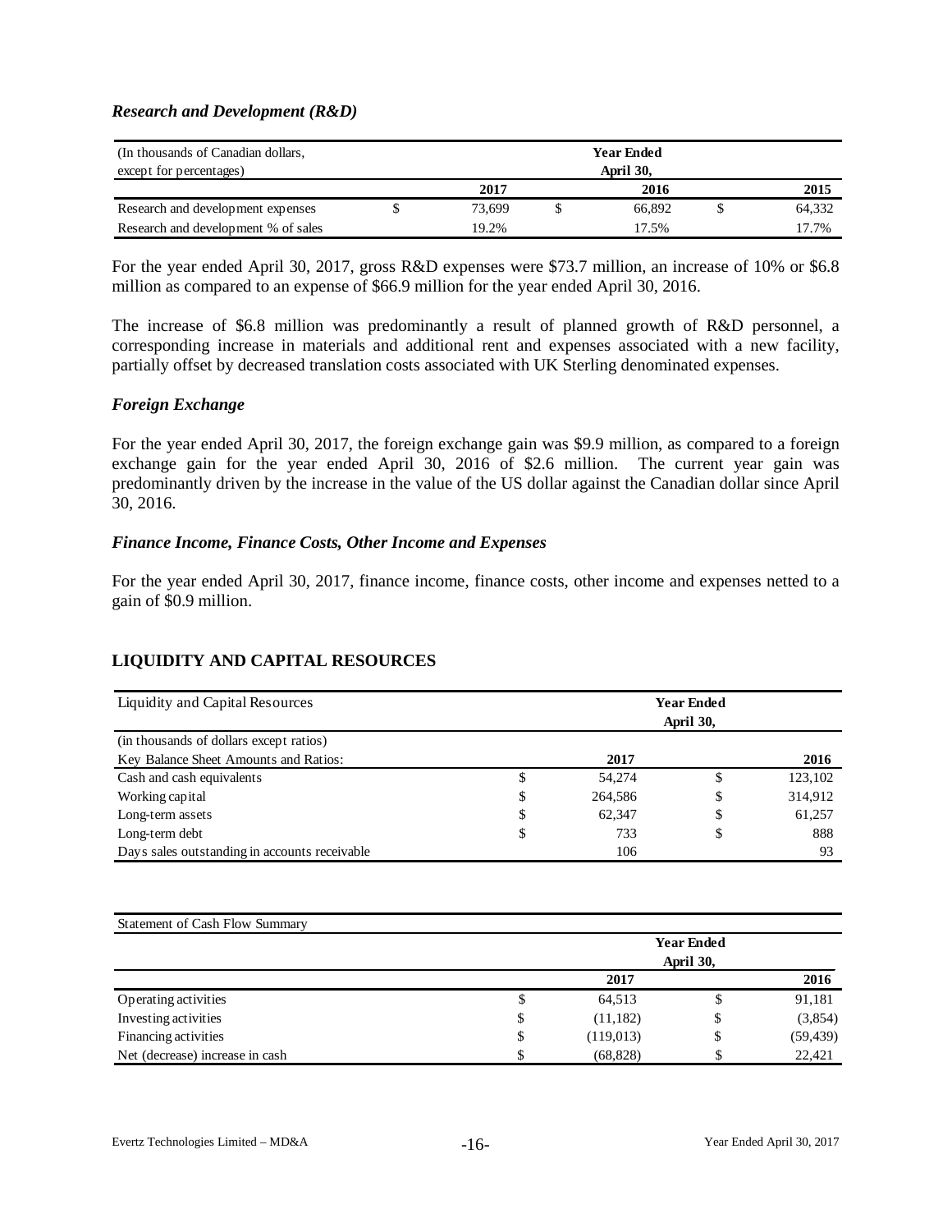### *Research and Development (R&D)*

| (In thousands of Canadian dollars, except for percentages) | Year Ended April 30, | | |
|---|---|---|---|
| | 2017 | 2016 | 2015 |
| Research and development expenses | $ 73,699 | $ 66,892 | $ 64,332 |
| Research and development % of sales | 19.2% | 17.5% | 17.7% |

For the year ended April 30, 2017, gross R&D expenses were $73.7 million, an increase of 10% or $6.8 million as compared to an expense of $66.9 million for the year ended April 30, 2016.

The increase of $6.8 million was predominantly a result of planned growth of R&D personnel, a corresponding increase in materials and additional rent and expenses associated with a new facility, partially offset by decreased translation costs associated with UK Sterling denominated expenses.

### *Foreign Exchange*

For the year ended April 30, 2017, the foreign exchange gain was $9.9 million, as compared to a foreign exchange gain for the year ended April 30, 2016 of $2.6 million. The current year gain was predominantly driven by the increase in the value of the US dollar against the Canadian dollar since April 30, 2016.

### *Finance Income, Finance Costs, Other Income and Expenses*

For the year ended April 30, 2017, finance income, finance costs, other income and expenses netted to a gain of $0.9 million.

## LIQUIDITY AND CAPITAL RESOURCES

| Liquidity and Capital Resources | Year Ended April 30, | |
|---|---|---|
| (in thousands of dollars except ratios) | | |
| Key Balance Sheet Amounts and Ratios: | 2017 | 2016 |
| Cash and cash equivalents | $ 54,274 | $ 123,102 |
| Working capital | $ 264,586 | $ 314,912 |
| Long-term assets | $ 62,347 | $ 61,257 |
| Long-term debt | $ 733 | $ 888 |
| Days sales outstanding in accounts receivable | 106 | 93 |

| Statement of Cash Flow Summary | Year Ended April 30, | |
|---|---|---|
| | 2017 | 2016 |
| Operating activities | $ 64,513 | $ 91,181 |
| Investing activities | $ (11,182) | $ (3,854) |
| Financing activities | $ (119,013) | $ (59,439) |
| Net (decrease) increase in cash | $ (68,828) | $ 22,421 |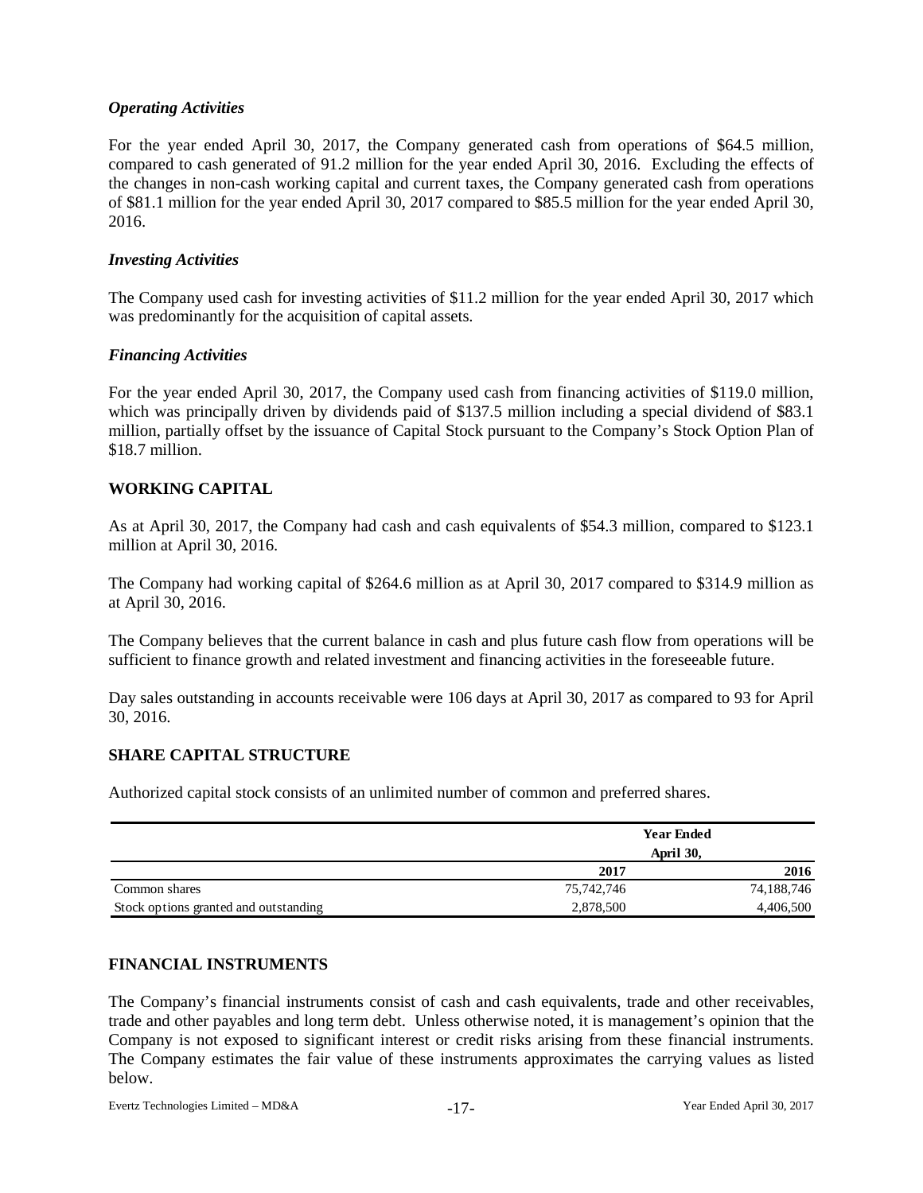### *Operating Activities*

For the year ended April 30, 2017, the Company generated cash from operations of $64.5 million, compared to cash generated of 91.2 million for the year ended April 30, 2016. Excluding the effects of the changes in non-cash working capital and current taxes, the Company generated cash from operations of $81.1 million for the year ended April 30, 2017 compared to $85.5 million for the year ended April 30, 2016.

### *Investing Activities*

The Company used cash for investing activities of $11.2 million for the year ended April 30, 2017 which was predominantly for the acquisition of capital assets.

### *Financing Activities*

For the year ended April 30, 2017, the Company used cash from financing activities of $119.0 million, which was principally driven by dividends paid of $137.5 million including a special dividend of $83.1 million, partially offset by the issuance of Capital Stock pursuant to the Company's Stock Option Plan of $18.7 million.

## WORKING CAPITAL

As at April 30, 2017, the Company had cash and cash equivalents of $54.3 million, compared to $123.1 million at April 30, 2016.

The Company had working capital of $264.6 million as at April 30, 2017 compared to $314.9 million as at April 30, 2016.

The Company believes that the current balance in cash and plus future cash flow from operations will be sufficient to finance growth and related investment and financing activities in the foreseeable future.

Day sales outstanding in accounts receivable were 106 days at April 30, 2017 as compared to 93 for April 30, 2016.

## SHARE CAPITAL STRUCTURE

Authorized capital stock consists of an unlimited number of common and preferred shares.

| | Year Ended April 30, | |
|---|---|---|
| | **2017** | **2016** |
| Common shares | 75,742,746 | 74,188,746 |
| Stock options granted and outstanding | 2,878,500 | 4,406,500 |

## FINANCIAL INSTRUMENTS

The Company's financial instruments consist of cash and cash equivalents, trade and other receivables, trade and other payables and long term debt. Unless otherwise noted, it is management's opinion that the Company is not exposed to significant interest or credit risks arising from these financial instruments. The Company estimates the fair value of these instruments approximates the carrying values as listed below.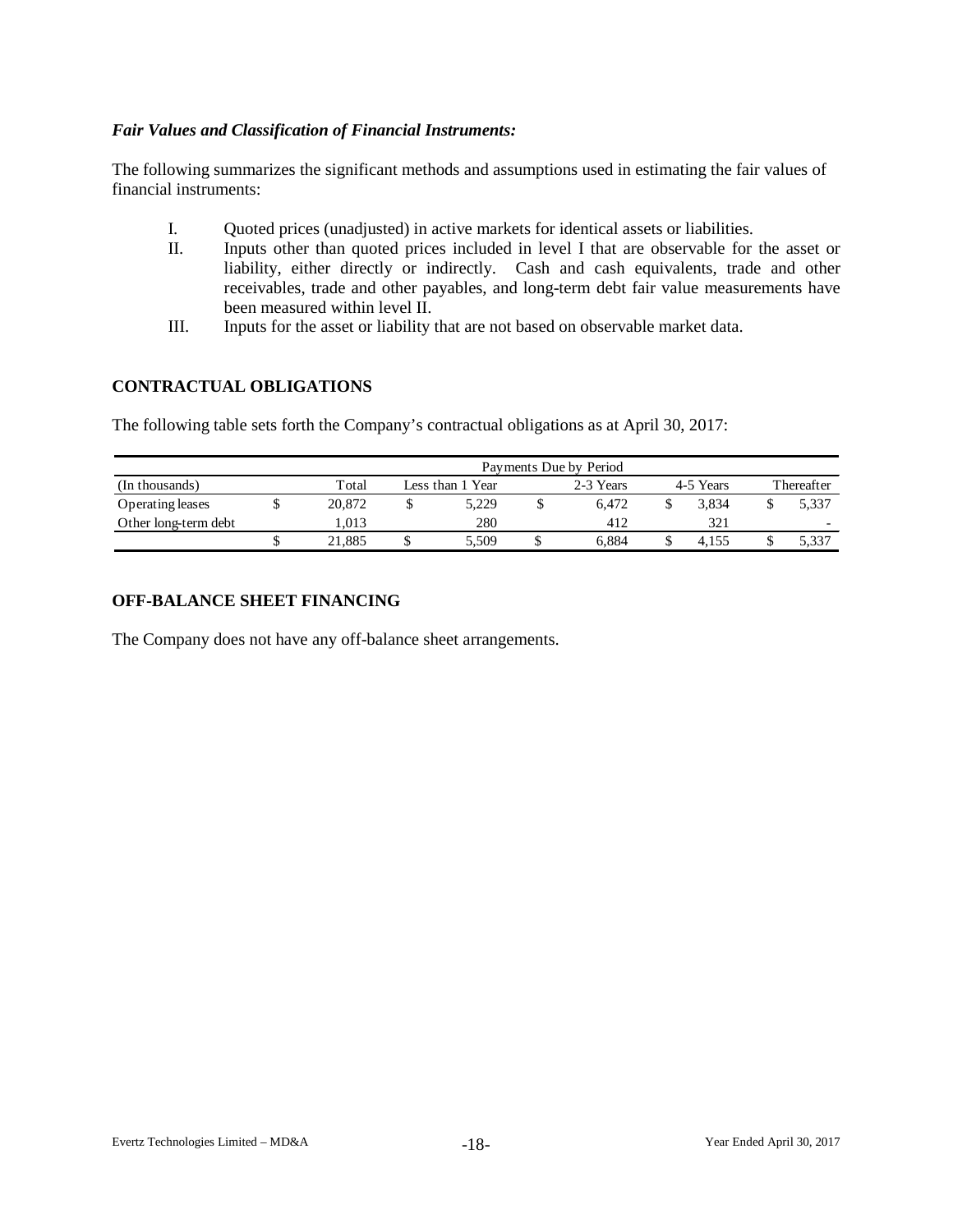***Fair Values and Classification of Financial Instruments:***

The following summarizes the significant methods and assumptions used in estimating the fair values of financial instruments:

I. Quoted prices (unadjusted) in active markets for identical assets or liabilities.

II. Inputs other than quoted prices included in level I that are observable for the asset or liability, either directly or indirectly. Cash and cash equivalents, trade and other receivables, trade and other payables, and long-term debt fair value measurements have been measured within level II.

III. Inputs for the asset or liability that are not based on observable market data.

## CONTRACTUAL OBLIGATIONS

The following table sets forth the Company's contractual obligations as at April 30, 2017:

| | Payments Due by Period | | | | |
|---|---|---|---|---|---|
| (In thousands) | Total | Less than 1 Year | 2-3 Years | 4-5 Years | Thereafter |
| Operating leases | $ 20,872 | $ 5,229 | $ 6,472 | $ 3,834 | $ 5,337 |
| Other long-term debt | 1,013 | 280 | 412 | 321 | - |
| | $ 21,885 | $ 5,509 | $ 6,884 | $ 4,155 | $ 5,337 |

## OFF-BALANCE SHEET FINANCING

The Company does not have any off-balance sheet arrangements.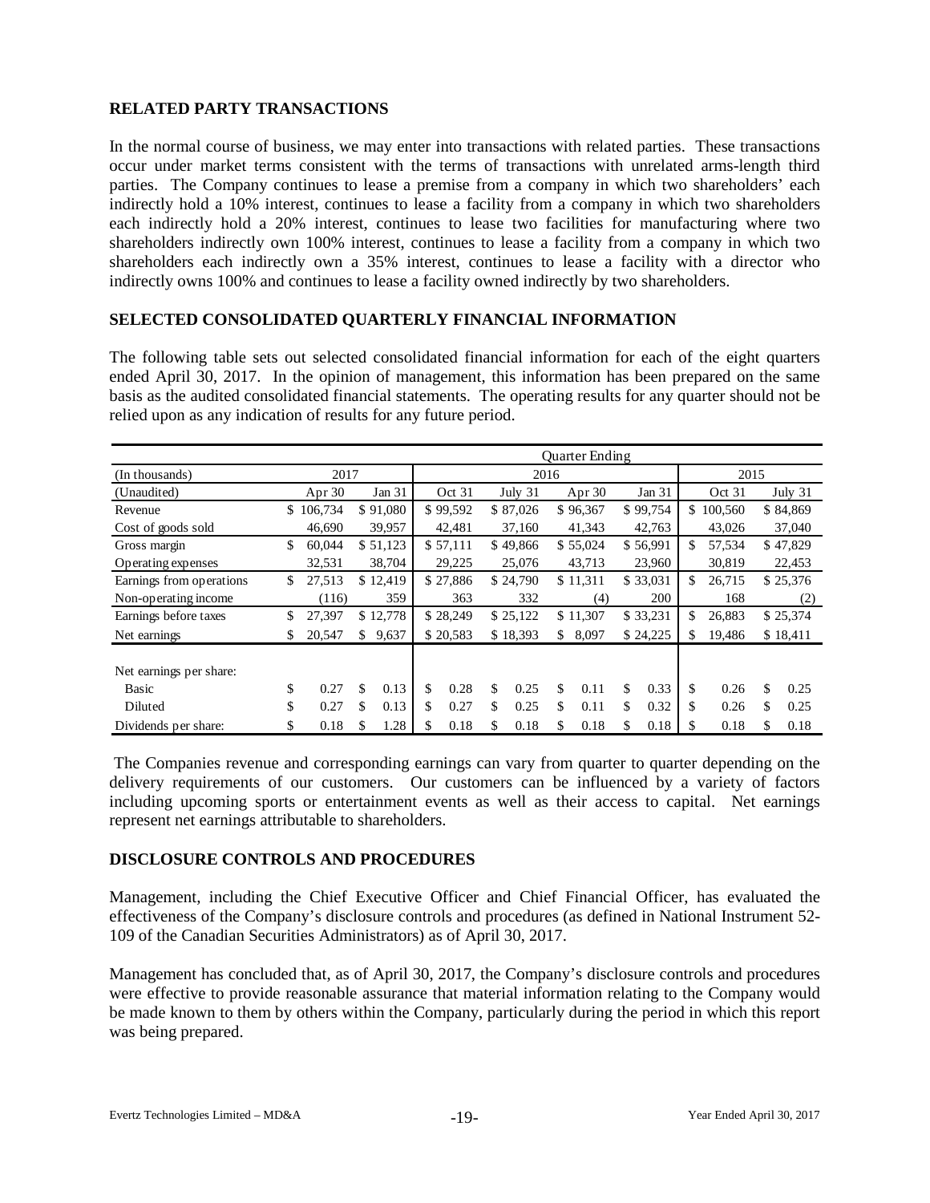## RELATED PARTY TRANSACTIONS

In the normal course of business, we may enter into transactions with related parties. These transactions occur under market terms consistent with the terms of transactions with unrelated arms-length third parties. The Company continues to lease a premise from a company in which two shareholders' each indirectly hold a 10% interest, continues to lease a facility from a company in which two shareholders each indirectly hold a 20% interest, continues to lease two facilities for manufacturing where two shareholders indirectly own 100% interest, continues to lease a facility from a company in which two shareholders each indirectly own a 35% interest, continues to lease a facility with a director who indirectly owns 100% and continues to lease a facility owned indirectly by two shareholders.

## SELECTED CONSOLIDATED QUARTERLY FINANCIAL INFORMATION

The following table sets out selected consolidated financial information for each of the eight quarters ended April 30, 2017. In the opinion of management, this information has been prepared on the same basis as the audited consolidated financial statements. The operating results for any quarter should not be relied upon as any indication of results for any future period.

| | Quarter Ending | | | | | | | |
|---|---|---|---|---|---|---|---|---|
| (In thousands) | 2017 | | 2016 | | | | 2015 | |
| (Unaudited) | Apr 30 | Jan 31 | Oct 31 | July 31 | Apr 30 | Jan 31 | Oct 31 | July 31 |
| Revenue | $ 106,734 | $ 91,080 | $ 99,592 | $ 87,026 | $ 96,367 | $ 99,754 | $ 100,560 | $ 84,869 |
| Cost of goods sold | 46,690 | 39,957 | 42,481 | 37,160 | 41,343 | 42,763 | 43,026 | 37,040 |
| Gross margin | $ 60,044 | $ 51,123 | $ 57,111 | $ 49,866 | $ 55,024 | $ 56,991 | $ 57,534 | $ 47,829 |
| Operating expenses | 32,531 | 38,704 | 29,225 | 25,076 | 43,713 | 23,960 | 30,819 | 22,453 |
| Earnings from operations | $ 27,513 | $ 12,419 | $ 27,886 | $ 24,790 | $ 11,311 | $ 33,031 | $ 26,715 | $ 25,376 |
| Non-operating income | (116) | 359 | 363 | 332 | (4) | 200 | 168 | (2) |
| Earnings before taxes | $ 27,397 | $ 12,778 | $ 28,249 | $ 25,122 | $ 11,307 | $ 33,231 | $ 26,883 | $ 25,374 |
| Net earnings | $ 20,547 | $ 9,637 | $ 20,583 | $ 18,393 | $ 8,097 | $ 24,225 | $ 19,486 | $ 18,411 |
| Net earnings per share: | | | | | | | | |
| Basic | $ 0.27 | $ 0.13 | $ 0.28 | $ 0.25 | $ 0.11 | $ 0.33 | $ 0.26 | $ 0.25 |
| Diluted | $ 0.27 | $ 0.13 | $ 0.27 | $ 0.25 | $ 0.11 | $ 0.32 | $ 0.26 | $ 0.25 |
| Dividends per share: | $ 0.18 | $ 1.28 | $ 0.18 | $ 0.18 | $ 0.18 | $ 0.18 | $ 0.18 | $ 0.18 |

The Companies revenue and corresponding earnings can vary from quarter to quarter depending on the delivery requirements of our customers. Our customers can be influenced by a variety of factors including upcoming sports or entertainment events as well as their access to capital. Net earnings represent net earnings attributable to shareholders.

## DISCLOSURE CONTROLS AND PROCEDURES

Management, including the Chief Executive Officer and Chief Financial Officer, has evaluated the effectiveness of the Company's disclosure controls and procedures (as defined in National Instrument 52-109 of the Canadian Securities Administrators) as of April 30, 2017.

Management has concluded that, as of April 30, 2017, the Company's disclosure controls and procedures were effective to provide reasonable assurance that material information relating to the Company would be made known to them by others within the Company, particularly during the period in which this report was being prepared.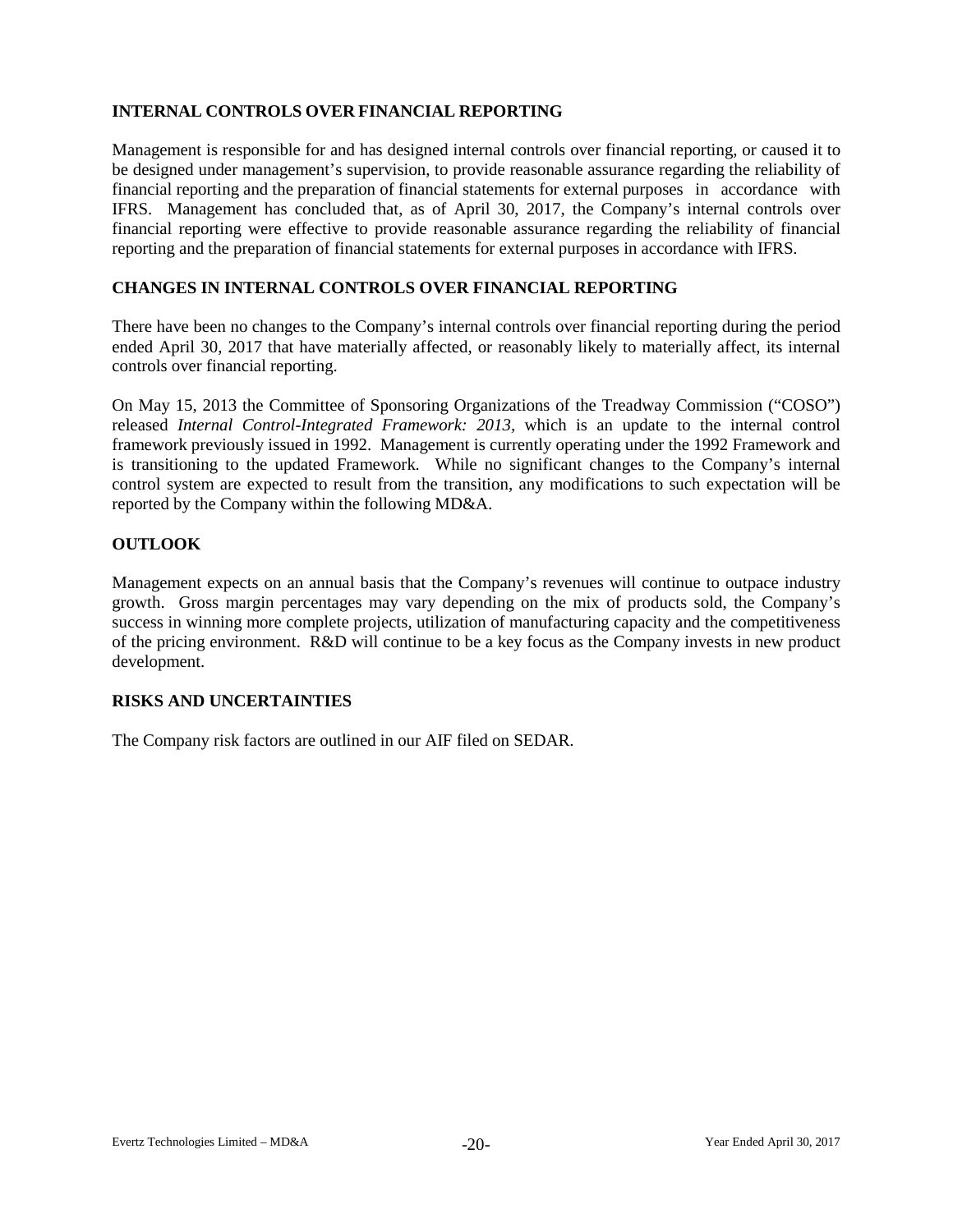## INTERNAL CONTROLS OVER FINANCIAL REPORTING

Management is responsible for and has designed internal controls over financial reporting, or caused it to be designed under management's supervision, to provide reasonable assurance regarding the reliability of financial reporting and the preparation of financial statements for external purposes in accordance with IFRS. Management has concluded that, as of April 30, 2017, the Company's internal controls over financial reporting were effective to provide reasonable assurance regarding the reliability of financial reporting and the preparation of financial statements for external purposes in accordance with IFRS.

## CHANGES IN INTERNAL CONTROLS OVER FINANCIAL REPORTING

There have been no changes to the Company's internal controls over financial reporting during the period ended April 30, 2017 that have materially affected, or reasonably likely to materially affect, its internal controls over financial reporting.

On May 15, 2013 the Committee of Sponsoring Organizations of the Treadway Commission ("COSO") released *Internal Control-Integrated Framework: 2013,* which is an update to the internal control framework previously issued in 1992. Management is currently operating under the 1992 Framework and is transitioning to the updated Framework. While no significant changes to the Company's internal control system are expected to result from the transition, any modifications to such expectation will be reported by the Company within the following MD&A.

## OUTLOOK

Management expects on an annual basis that the Company's revenues will continue to outpace industry growth. Gross margin percentages may vary depending on the mix of products sold, the Company's success in winning more complete projects, utilization of manufacturing capacity and the competitiveness of the pricing environment. R&D will continue to be a key focus as the Company invests in new product development.

## RISKS AND UNCERTAINTIES

The Company risk factors are outlined in our AIF filed on SEDAR.